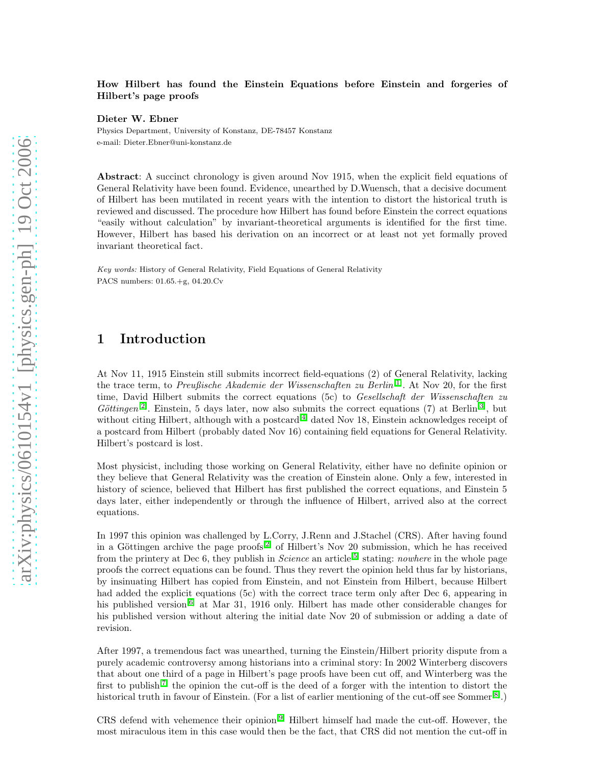**How Hilbert has found the Einstein Equations before Einstein and forgeries of Hilbert's page proofs**

**Dieter W. Ebner**

Physics Department, University of Konstanz, DE-78457 Konstanz
e-mail: Dieter.Ebner@uni-konstanz.de

**Abstract**: A succinct chronology is given around Nov 1915, when the explicit field equations of General Relativity have been found. Evidence, unearthed by D.Wuensch, that a decisive document of Hilbert has been mutilated in recent years with the intention to distort the historical truth is reviewed and discussed. The procedure how Hilbert has found before Einstein the correct equations "easily without calculation" by invariant-theoretical arguments is identified for the first time. However, Hilbert has based his derivation on an incorrect or at least not yet formally proved invariant theoretical fact.

*Key words:* History of General Relativity, Field Equations of General Relativity
PACS numbers: 01.65.+g, 04.20.Cv

## 1 Introduction

At Nov 11, 1915 Einstein still submits incorrect field-equations (2) of General Relativity, lacking the trace term, to *Preußische Akademie der Wissenschaften zu Berlin*[1]. At Nov 20, for the first time, David Hilbert submits the correct equations (5c) to *Gesellschaft der Wissenschaften zu Göttingen*[2]. Einstein, 5 days later, now also submits the correct equations (7) at Berlin[3], but without citing Hilbert, although with a postcard[4] dated Nov 18, Einstein acknowledges receipt of a postcard from Hilbert (probably dated Nov 16) containing field equations for General Relativity. Hilbert's postcard is lost.

Most physicist, including those working on General Relativity, either have no definite opinion or they believe that General Relativity was the creation of Einstein alone. Only a few, interested in history of science, believed that Hilbert has first published the correct equations, and Einstein 5 days later, either independently or through the influence of Hilbert, arrived also at the correct equations.

In 1997 this opinion was challenged by L.Corry, J.Renn and J.Stachel (CRS). After having found in a Göttingen archive the page proofs[2] of Hilbert's Nov 20 submission, which he has received from the printery at Dec 6, they publish in *Science* an article[5] stating: *nowhere* in the whole page proofs the correct equations can be found. Thus they revert the opinion held thus far by historians, by insinuating Hilbert has copied from Einstein, and not Einstein from Hilbert, because Hilbert had added the explicit equations (5c) with the correct trace term only after Dec 6, appearing in his published version[6] at Mar 31, 1916 only. Hilbert has made other considerable changes for his published version without altering the initial date Nov 20 of submission or adding a date of revision.

After 1997, a tremendous fact was unearthed, turning the Einstein/Hilbert priority dispute from a purely academic controversy among historians into a criminal story: In 2002 Winterberg discovers that about one third of a page in Hilbert's page proofs have been cut off, and Winterberg was the first to publish[7] the opinion the cut-off is the deed of a forger with the intention to distort the historical truth in favour of Einstein. (For a list of earlier mentioning of the cut-off see Sommer[8].)

CRS defend with vehemence their opinion[9] Hilbert himself had made the cut-off. However, the most miraculous item in this case would then be the fact, that CRS did not mention the cut-off in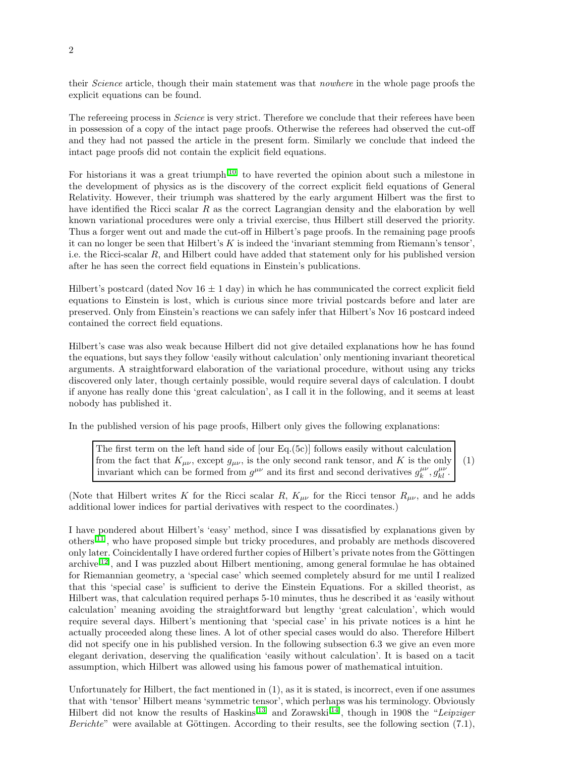their *Science* article, though their main statement was that *nowhere* in the whole page proofs the explicit equations can be found.

The refereeing process in *Science* is very strict. Therefore we conclude that their referees have been in possession of a copy of the intact page proofs. Otherwise the referees had observed the cut-off and they had not passed the article in the present form. Similarly we conclude that indeed the intact page proofs did not contain the explicit field equations.

For historians it was a great triumph[10] to have reverted the opinion about such a milestone in the development of physics as is the discovery of the correct explicit field equations of General Relativity. However, their triumph was shattered by the early argument Hilbert was the first to have identified the Ricci scalar $R$ as the correct Lagrangian density and the elaboration by well known variational procedures were only a trivial exercise, thus Hilbert still deserved the priority. Thus a forger went out and made the cut-off in Hilbert's page proofs. In the remaining page proofs it can no longer be seen that Hilbert's $K$ is indeed the 'invariant stemming from Riemann's tensor', i.e. the Ricci-scalar $R$, and Hilbert could have added that statement only for his published version after he has seen the correct field equations in Einstein's publications.

Hilbert's postcard (dated Nov $16 \pm 1$ day) in which he has communicated the correct explicit field equations to Einstein is lost, which is curious since more trivial postcards before and later are preserved. Only from Einstein's reactions we can safely infer that Hilbert's Nov 16 postcard indeed contained the correct field equations.

Hilbert's case was also weak because Hilbert did not give detailed explanations how he has found the equations, but says they follow 'easily without calculation' only mentioning invariant theoretical arguments. A straightforward elaboration of the variational procedure, without using any tricks discovered only later, though certainly possible, would require several days of calculation. I doubt if anyone has really done this 'great calculation', as I call it in the following, and it seems at least nobody has published it.

In the published version of his page proofs, Hilbert only gives the following explanations:

> The first term on the left hand side of [our Eq.(5c)] follows easily without calculation from the fact that $K_{\mu\nu}$, except $g_{\mu\nu}$, is the only second rank tensor, and $K$ is the only invariant which can be formed from $g^{\mu\nu}$ and its first and second derivatives $g^{\mu\nu}_k, g^{\mu\nu}_{kl}$. (1)

(Note that Hilbert writes $K$ for the Ricci scalar $R$, $K_{\mu\nu}$ for the Ricci tensor $R_{\mu\nu}$, and he adds additional lower indices for partial derivatives with respect to the coordinates.)

I have pondered about Hilbert's 'easy' method, since I was dissatisfied by explanations given by others[11], who have proposed simple but tricky procedures, and probably are methods discovered only later. Coincidentally I have ordered further copies of Hilbert's private notes from the Göttingen archive[12], and I was puzzled about Hilbert mentioning, among general formulae he has obtained for Riemannian geometry, a 'special case' which seemed completely absurd for me until I realized that this 'special case' is sufficient to derive the Einstein Equations. For a skilled theorist, as Hilbert was, that calculation required perhaps 5-10 minutes, thus he described it as 'easily without calculation' meaning avoiding the straightforward but lengthy 'great calculation', which would require several days. Hilbert's mentioning that 'special case' in his private notices is a hint he actually proceeded along these lines. A lot of other special cases would do also. Therefore Hilbert did not specify one in his published version. In the following subsection 6.3 we give an even more elegant derivation, deserving the qualification 'easily without calculation'. It is based on a tacit assumption, which Hilbert was allowed using his famous power of mathematical intuition.

Unfortunately for Hilbert, the fact mentioned in (1), as it is stated, is incorrect, even if one assumes that with 'tensor' Hilbert means 'symmetric tensor', which perhaps was his terminology. Obviously Hilbert did not know the results of Haskins[13] and Zorawski[14], though in 1908 the "*Leipziger Berichte*" were available at Göttingen. According to their results, see the following section (7.1),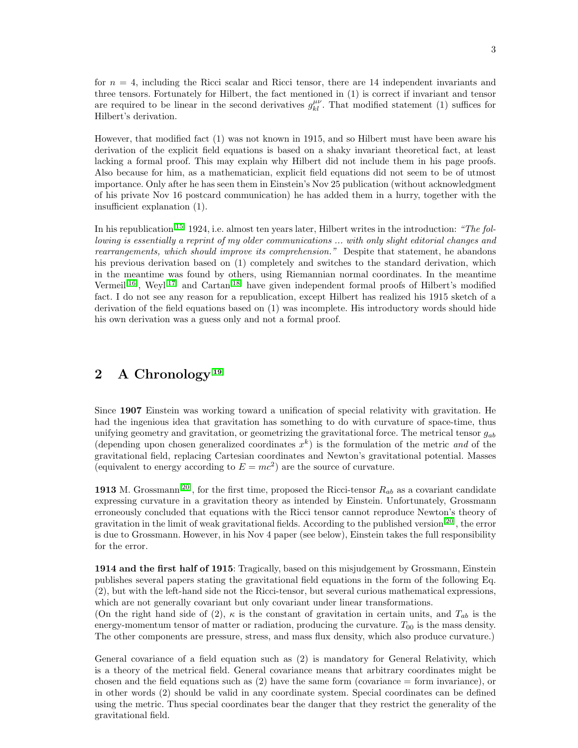for $n = 4$, including the Ricci scalar and Ricci tensor, there are 14 independent invariants and three tensors. Fortunately for Hilbert, the fact mentioned in (1) is correct if invariant and tensor are required to be linear in the second derivatives $g^{\mu\nu}_{kl}$. That modified statement (1) suffices for Hilbert's derivation.

However, that modified fact (1) was not known in 1915, and so Hilbert must have been aware his derivation of the explicit field equations is based on a shaky invariant theoretical fact, at least lacking a formal proof. This may explain why Hilbert did not include them in his page proofs. Also because for him, as a mathematician, explicit field equations did not seem to be of utmost importance. Only after he has seen them in Einstein's Nov 25 publication (without acknowledgment of his private Nov 16 postcard communication) he has added them in a hurry, together with the insufficient explanation (1).

In his republication[15] 1924, i.e. almost ten years later, Hilbert writes in the introduction: *"The following is essentially a reprint of my older communications ... with only slight editorial changes and rearrangements, which should improve its comprehension."* Despite that statement, he abandons his previous derivation based on (1) completely and switches to the standard derivation, which in the meantime was found by others, using Riemannian normal coordinates. In the meantime Vermeil[16], Weyl[17] and Cartan[18] have given independent formal proofs of Hilbert's modified fact. I do not see any reason for a republication, except Hilbert has realized his 1915 sketch of a derivation of the field equations based on (1) was incomplete. His introductory words should hide his own derivation was a guess only and not a formal proof.

## 2 A Chronology[19]

Since **1907** Einstein was working toward a unification of special relativity with gravitation. He had the ingenious idea that gravitation has something to do with curvature of space-time, thus unifying geometry and gravitation, or geometrizing the gravitational force. The metrical tensor $g_{ab}$ (depending upon chosen generalized coordinates $x^k$) is the formulation of the metric *and* of the gravitational field, replacing Cartesian coordinates and Newton's gravitational potential. Masses (equivalent to energy according to $E = mc^2$) are the source of curvature.

**1913** M. Grossmann[20], for the first time, proposed the Ricci-tensor $R_{ab}$ as a covariant candidate expressing curvature in a gravitation theory as intended by Einstein. Unfortunately, Grossmann erroneously concluded that equations with the Ricci tensor cannot reproduce Newton's theory of gravitation in the limit of weak gravitational fields. According to the published version[20], the error is due to Grossmann. However, in his Nov 4 paper (see below), Einstein takes the full responsibility for the error.

**1914 and the first half of 1915**: Tragically, based on this misjudgement by Grossmann, Einstein publishes several papers stating the gravitational field equations in the form of the following Eq. (2), but with the left-hand side not the Ricci-tensor, but several curious mathematical expressions, which are not generally covariant but only covariant under linear transformations.
(On the right hand side of (2), $\kappa$ is the constant of gravitation in certain units, and $T_{ab}$ is the energy-momentum tensor of matter or radiation, producing the curvature. $T_{00}$ is the mass density. The other components are pressure, stress, and mass flux density, which also produce curvature.)

General covariance of a field equation such as (2) is mandatory for General Relativity, which is a theory of the metrical field. General covariance means that arbitrary coordinates might be chosen and the field equations such as (2) have the same form (covariance = form invariance), or in other words (2) should be valid in any coordinate system. Special coordinates can be defined using the metric. Thus special coordinates bear the danger that they restrict the generality of the gravitational field.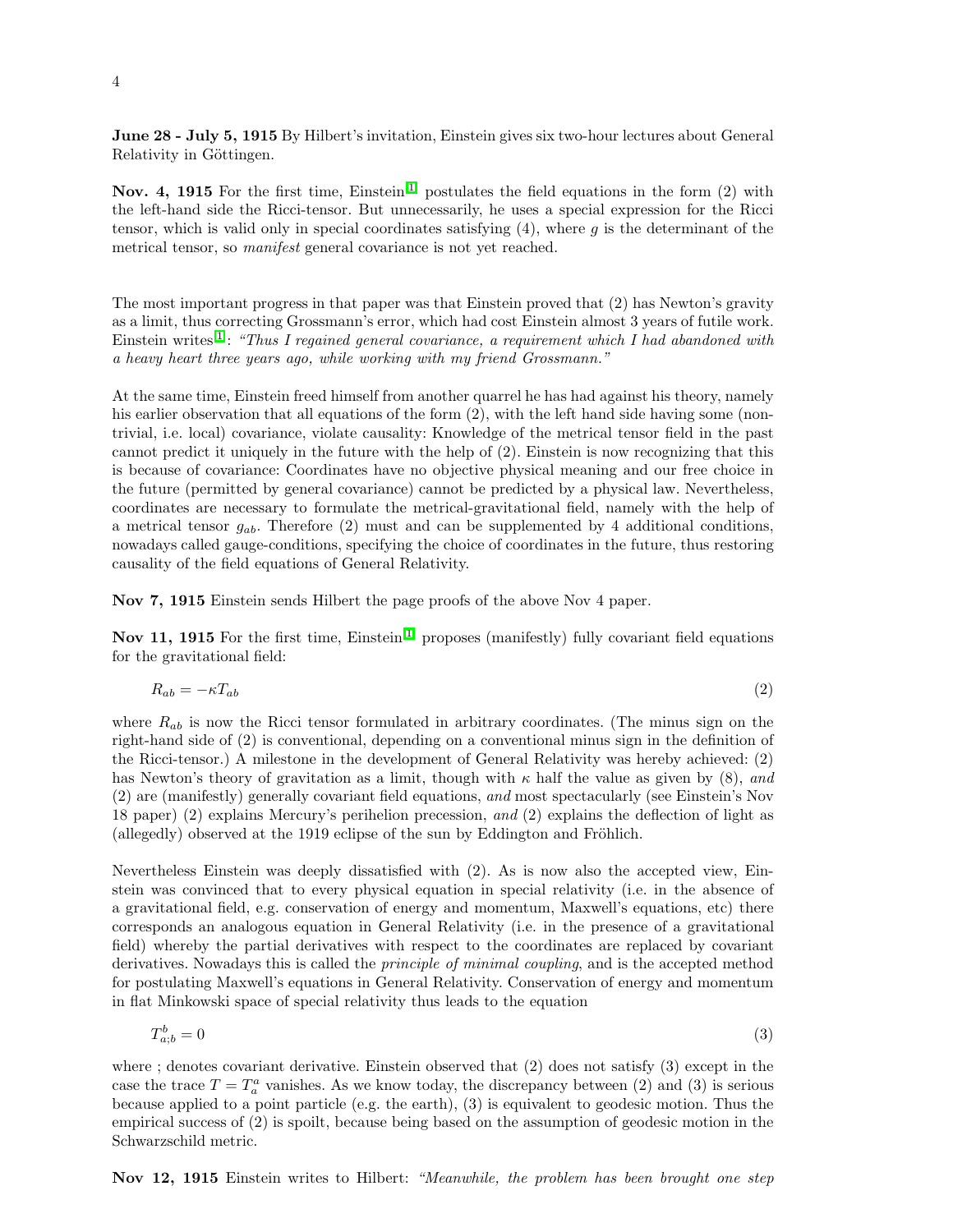**June 28 - July 5, 1915** By Hilbert's invitation, Einstein gives six two-hour lectures about General Relativity in Göttingen.

**Nov. 4, 1915** For the first time, Einstein[1] postulates the field equations in the form (2) with the left-hand side the Ricci-tensor. But unnecessarily, he uses a special expression for the Ricci tensor, which is valid only in special coordinates satisfying (4), where $g$ is the determinant of the metrical tensor, so *manifest* general covariance is not yet reached.

The most important progress in that paper was that Einstein proved that (2) has Newton's gravity as a limit, thus correcting Grossmann's error, which had cost Einstein almost 3 years of futile work. Einstein writes[1]: *"Thus I regained general covariance, a requirement which I had abandoned with a heavy heart three years ago, while working with my friend Grossmann."*

At the same time, Einstein freed himself from another quarrel he has had against his theory, namely his earlier observation that all equations of the form (2), with the left hand side having some (non-trivial, i.e. local) covariance, violate causality: Knowledge of the metrical tensor field in the past cannot predict it uniquely in the future with the help of (2). Einstein is now recognizing that this is because of covariance: Coordinates have no objective physical meaning and our free choice in the future (permitted by general covariance) cannot be predicted by a physical law. Nevertheless, coordinates are necessary to formulate the metrical-gravitational field, namely with the help of a metrical tensor $g_{ab}$. Therefore (2) must and can be supplemented by 4 additional conditions, nowadays called gauge-conditions, specifying the choice of coordinates in the future, thus restoring causality of the field equations of General Relativity.

**Nov 7, 1915** Einstein sends Hilbert the page proofs of the above Nov 4 paper.

**Nov 11, 1915** For the first time, Einstein[1] proposes (manifestly) fully covariant field equations for the gravitational field:

$$R_{ab} = -\kappa T_{ab} \tag{2}$$

where $R_{ab}$ is now the Ricci tensor formulated in arbitrary coordinates. (The minus sign on the right-hand side of (2) is conventional, depending on a conventional minus sign in the definition of the Ricci-tensor.) A milestone in the development of General Relativity was hereby achieved: (2) has Newton's theory of gravitation as a limit, though with $\kappa$ half the value as given by (8), *and* (2) are (manifestly) generally covariant field equations, *and* most spectacularly (see Einstein's Nov 18 paper) (2) explains Mercury's perihelion precession, *and* (2) explains the deflection of light as (allegedly) observed at the 1919 eclipse of the sun by Eddington and Fröhlich.

Nevertheless Einstein was deeply dissatisfied with (2). As is now also the accepted view, Einstein was convinced that to every physical equation in special relativity (i.e. in the absence of a gravitational field, e.g. conservation of energy and momentum, Maxwell's equations, etc) there corresponds an analogous equation in General Relativity (i.e. in the presence of a gravitational field) whereby the partial derivatives with respect to the coordinates are replaced by covariant derivatives. Nowadays this is called the *principle of minimal coupling*, and is the accepted method for postulating Maxwell's equations in General Relativity. Conservation of energy and momentum in flat Minkowski space of special relativity thus leads to the equation

$$T^{b}_{a;b} = 0 \tag{3}$$

where ; denotes covariant derivative. Einstein observed that (2) does not satisfy (3) except in the case the trace $T = T^a_a$ vanishes. As we know today, the discrepancy between (2) and (3) is serious because applied to a point particle (e.g. the earth), (3) is equivalent to geodesic motion. Thus the empirical success of (2) is spoilt, because being based on the assumption of geodesic motion in the Schwarzschild metric.

**Nov 12, 1915** Einstein writes to Hilbert: *"Meanwhile, the problem has been brought one step*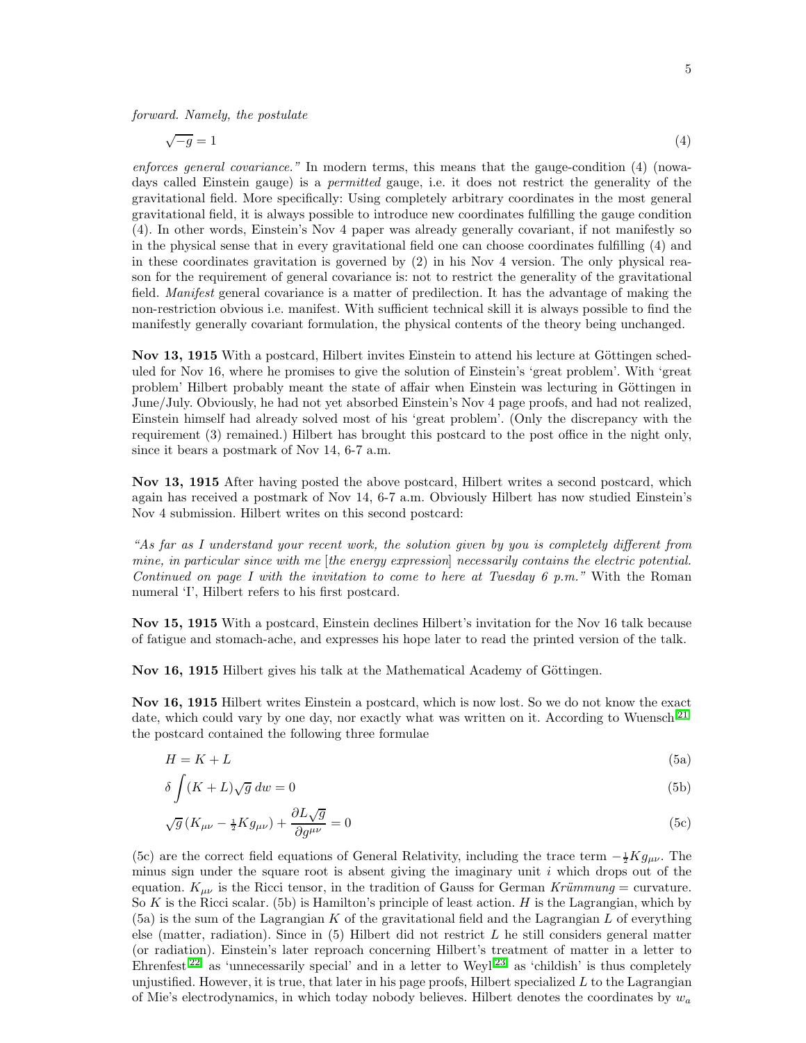*forward. Namely, the postulate*

$$\sqrt{-g} = 1 \tag{4}$$

*enforces general covariance."* In modern terms, this means that the gauge-condition (4) (nowadays called Einstein gauge) is a *permitted* gauge, i.e. it does not restrict the generality of the gravitational field. More specifically: Using completely arbitrary coordinates in the most general gravitational field, it is always possible to introduce new coordinates fulfilling the gauge condition (4). In other words, Einstein's Nov 4 paper was already generally covariant, if not manifestly so in the physical sense that in every gravitational field one can choose coordinates fulfilling (4) and in these coordinates gravitation is governed by (2) in his Nov 4 version. The only physical reason for the requirement of general covariance is: not to restrict the generality of the gravitational field. *Manifest* general covariance is a matter of predilection. It has the advantage of making the non-restriction obvious i.e. manifest. With sufficient technical skill it is always possible to find the manifestly generally covariant formulation, the physical contents of the theory being unchanged.

**Nov 13, 1915** With a postcard, Hilbert invites Einstein to attend his lecture at Göttingen scheduled for Nov 16, where he promises to give the solution of Einstein's 'great problem'. With 'great problem' Hilbert probably meant the state of affair when Einstein was lecturing in Göttingen in June/July. Obviously, he had not yet absorbed Einstein's Nov 4 page proofs, and had not realized, Einstein himself had already solved most of his 'great problem'. (Only the discrepancy with the requirement (3) remained.) Hilbert has brought this postcard to the post office in the night only, since it bears a postmark of Nov 14, 6-7 a.m.

**Nov 13, 1915** After having posted the above postcard, Hilbert writes a second postcard, which again has received a postmark of Nov 14, 6-7 a.m. Obviously Hilbert has now studied Einstein's Nov 4 submission. Hilbert writes on this second postcard:

*"As far as I understand your recent work, the solution given by you is completely different from mine, in particular since with me [the energy expression] necessarily contains the electric potential. Continued on page I with the invitation to come to here at Tuesday 6 p.m."* With the Roman numeral 'I', Hilbert refers to his first postcard.

**Nov 15, 1915** With a postcard, Einstein declines Hilbert's invitation for the Nov 16 talk because of fatigue and stomach-ache, and expresses his hope later to read the printed version of the talk.

**Nov 16, 1915** Hilbert gives his talk at the Mathematical Academy of Göttingen.

**Nov 16, 1915** Hilbert writes Einstein a postcard, which is now lost. So we do not know the exact date, which could vary by one day, nor exactly what was written on it. According to Wuensch[21] the postcard contained the following three formulae

$$H = K + L \tag{5a}$$

$$\delta \int (K + L)\sqrt{g}\; dw = 0 \tag{5b}$$

$$\sqrt{g}\,(K_{\mu\nu} - \tfrac{1}{2} K g_{\mu\nu}) + \frac{\partial L \sqrt{g}}{\partial g^{\mu\nu}} = 0 \tag{5c}$$

(5c) are the correct field equations of General Relativity, including the trace term $-\frac{1}{2}Kg_{\mu\nu}$. The minus sign under the square root is absent giving the imaginary unit $i$ which drops out of the equation. $K_{\mu\nu}$ is the Ricci tensor, in the tradition of Gauss for German *Krümmung* = curvature. So $K$ is the Ricci scalar. (5b) is Hamilton's principle of least action. $H$ is the Lagrangian, which by (5a) is the sum of the Lagrangian $K$ of the gravitational field and the Lagrangian $L$ of everything else (matter, radiation). Since in (5) Hilbert did not restrict $L$ he still considers general matter (or radiation). Einstein's later reproach concerning Hilbert's treatment of matter in a letter to Ehrenfest[22] as 'unnecessarily special' and in a letter to Weyl[23] as 'childish' is thus completely unjustified. However, it is true, that later in his page proofs, Hilbert specialized $L$ to the Lagrangian of Mie's electrodynamics, in which today nobody believes. Hilbert denotes the coordinates by $w_a$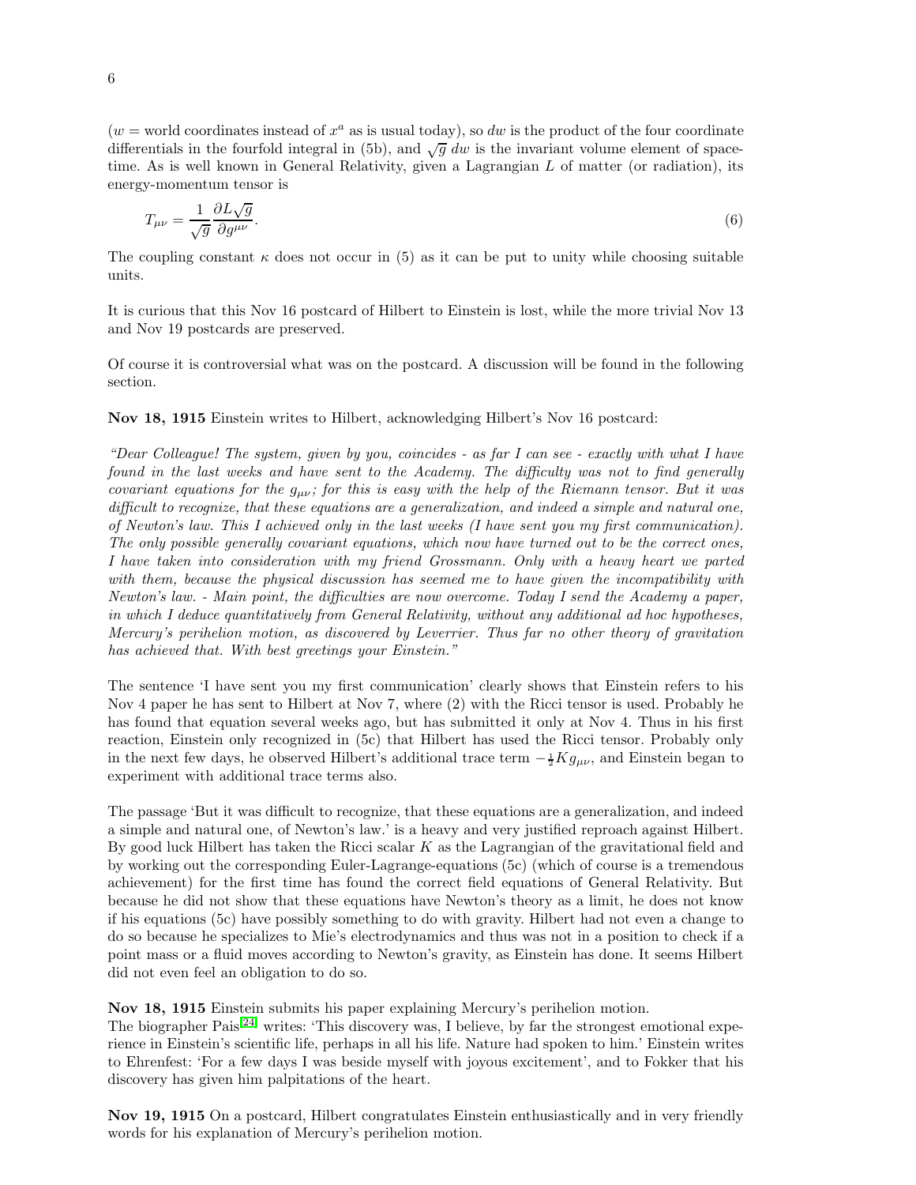($w$ = world coordinates instead of $x^a$ as is usual today), so $dw$ is the product of the four coordinate differentials in the fourfold integral in (5b), and $\sqrt{g}\,dw$ is the invariant volume element of space-time. As is well known in General Relativity, given a Lagrangian $L$ of matter (or radiation), its energy-momentum tensor is

$$T_{\mu\nu} = \frac{1}{\sqrt{g}} \frac{\partial L\sqrt{g}}{\partial g^{\mu\nu}}. \tag{6}$$

The coupling constant $\kappa$ does not occur in (5) as it can be put to unity while choosing suitable units.

It is curious that this Nov 16 postcard of Hilbert to Einstein is lost, while the more trivial Nov 13 and Nov 19 postcards are preserved.

Of course it is controversial what was on the postcard. A discussion will be found in the following section.

**Nov 18, 1915** Einstein writes to Hilbert, acknowledging Hilbert's Nov 16 postcard:

*"Dear Colleague! The system, given by you, coincides - as far I can see - exactly with what I have found in the last weeks and have sent to the Academy. The difficulty was not to find generally covariant equations for the $g_{\mu\nu}$; for this is easy with the help of the Riemann tensor. But it was difficult to recognize, that these equations are a generalization, and indeed a simple and natural one, of Newton's law. This I achieved only in the last weeks (I have sent you my first communication). The only possible generally covariant equations, which now have turned out to be the correct ones, I have taken into consideration with my friend Grossmann. Only with a heavy heart we parted with them, because the physical discussion has seemed me to have given the incompatibility with Newton's law. - Main point, the difficulties are now overcome. Today I send the Academy a paper, in which I deduce quantitatively from General Relativity, without any additional ad hoc hypotheses, Mercury's perihelion motion, as discovered by Leverrier. Thus far no other theory of gravitation has achieved that. With best greetings your Einstein."*

The sentence 'I have sent you my first communication' clearly shows that Einstein refers to his Nov 4 paper he has sent to Hilbert at Nov 7, where (2) with the Ricci tensor is used. Probably he has found that equation several weeks ago, but has submitted it only at Nov 4. Thus in his first reaction, Einstein only recognized in (5c) that Hilbert has used the Ricci tensor. Probably only in the next few days, he observed Hilbert's additional trace term $-\frac{1}{2}Kg_{\mu\nu}$, and Einstein began to experiment with additional trace terms also.

The passage 'But it was difficult to recognize, that these equations are a generalization, and indeed a simple and natural one, of Newton's law.' is a heavy and very justified reproach against Hilbert. By good luck Hilbert has taken the Ricci scalar $K$ as the Lagrangian of the gravitational field and by working out the corresponding Euler-Lagrange-equations (5c) (which of course is a tremendous achievement) for the first time has found the correct field equations of General Relativity. But because he did not show that these equations have Newton's theory as a limit, he does not know if his equations (5c) have possibly something to do with gravity. Hilbert had not even a change to do so because he specializes to Mie's electrodynamics and thus was not in a position to check if a point mass or a fluid moves according to Newton's gravity, as Einstein has done. It seems Hilbert did not even feel an obligation to do so.

**Nov 18, 1915** Einstein submits his paper explaining Mercury's perihelion motion.
The biographer Pais[24] writes: 'This discovery was, I believe, by far the strongest emotional experience in Einstein's scientific life, perhaps in all his life. Nature had spoken to him.' Einstein writes to Ehrenfest: 'For a few days I was beside myself with joyous excitement', and to Fokker that his discovery has given him palpitations of the heart.

**Nov 19, 1915** On a postcard, Hilbert congratulates Einstein enthusiastically and in very friendly words for his explanation of Mercury's perihelion motion.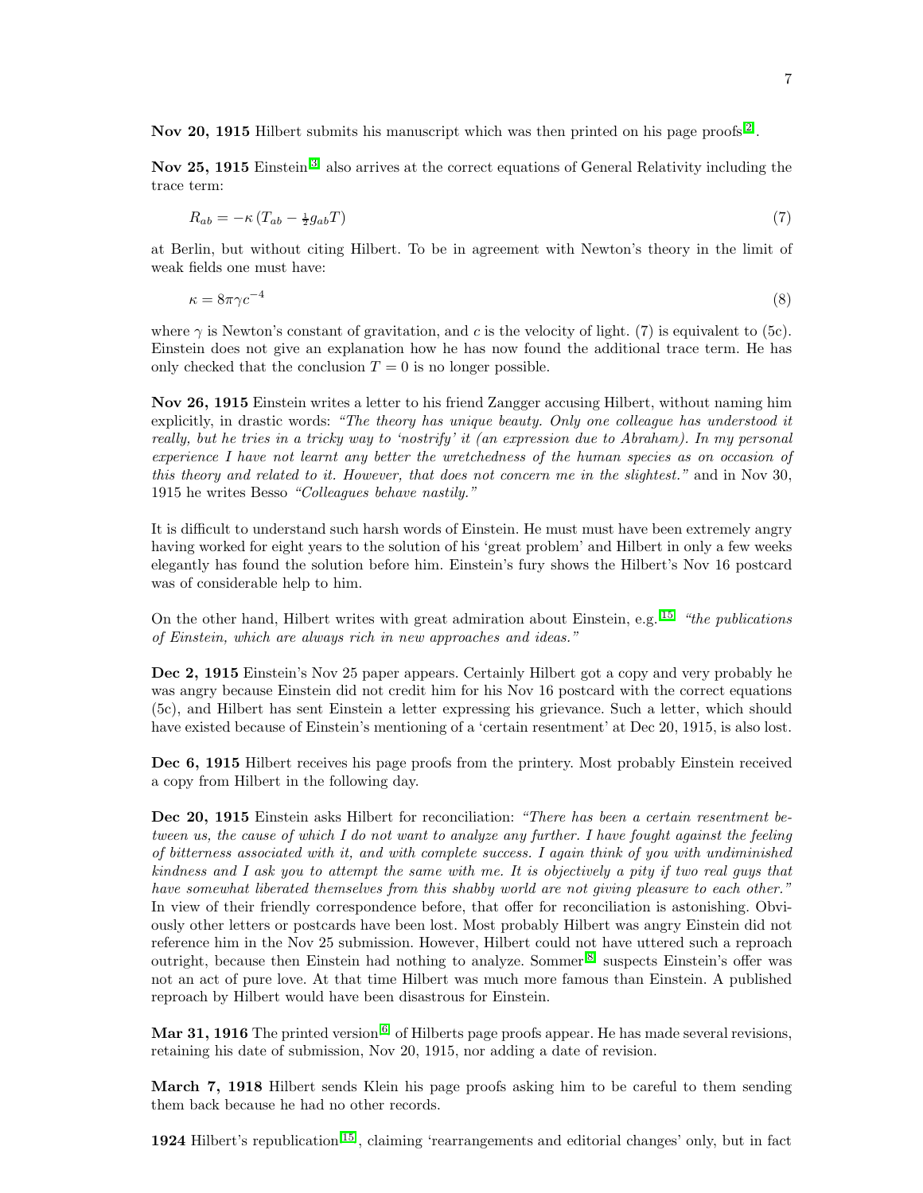**Nov 20, 1915** Hilbert submits his manuscript which was then printed on his page proofs [2].

**Nov 25, 1915** Einstein [3] also arrives at the correct equations of General Relativity including the trace term:

$$R_{ab} = -\kappa \left(T_{ab} - \tfrac{1}{2} g_{ab} T\right) \tag{7}$$

at Berlin, but without citing Hilbert. To be in agreement with Newton's theory in the limit of weak fields one must have:

$$\kappa = 8\pi\gamma c^{-4} \tag{8}$$

where $\gamma$ is Newton's constant of gravitation, and $c$ is the velocity of light. (7) is equivalent to (5c). Einstein does not give an explanation how he has now found the additional trace term. He has only checked that the conclusion $T = 0$ is no longer possible.

**Nov 26, 1915** Einstein writes a letter to his friend Zangger accusing Hilbert, without naming him explicitly, in drastic words: *"The theory has unique beauty. Only one colleague has understood it really, but he tries in a tricky way to 'nostrify' it (an expression due to Abraham). In my personal experience I have not learnt any better the wretchedness of the human species as on occasion of this theory and related to it. However, that does not concern me in the slightest."* and in Nov 30, 1915 he writes Besso *"Colleagues behave nastily."*

It is difficult to understand such harsh words of Einstein. He must must have been extremely angry having worked for eight years to the solution of his 'great problem' and Hilbert in only a few weeks elegantly has found the solution before him. Einstein's fury shows the Hilbert's Nov 16 postcard was of considerable help to him.

On the other hand, Hilbert writes with great admiration about Einstein, e.g. [15] *"the publications of Einstein, which are always rich in new approaches and ideas."*

**Dec 2, 1915** Einstein's Nov 25 paper appears. Certainly Hilbert got a copy and very probably he was angry because Einstein did not credit him for his Nov 16 postcard with the correct equations (5c), and Hilbert has sent Einstein a letter expressing his grievance. Such a letter, which should have existed because of Einstein's mentioning of a 'certain resentment' at Dec 20, 1915, is also lost.

**Dec 6, 1915** Hilbert receives his page proofs from the printery. Most probably Einstein received a copy from Hilbert in the following day.

**Dec 20, 1915** Einstein asks Hilbert for reconciliation: *"There has been a certain resentment between us, the cause of which I do not want to analyze any further. I have fought against the feeling of bitterness associated with it, and with complete success. I again think of you with undiminished kindness and I ask you to attempt the same with me. It is objectively a pity if two real guys that have somewhat liberated themselves from this shabby world are not giving pleasure to each other."* In view of their friendly correspondence before, that offer for reconciliation is astonishing. Obviously other letters or postcards have been lost. Most probably Hilbert was angry Einstein did not reference him in the Nov 25 submission. However, Hilbert could not have uttered such a reproach outright, because then Einstein had nothing to analyze. Sommer [8] suspects Einstein's offer was not an act of pure love. At that time Hilbert was much more famous than Einstein. A published reproach by Hilbert would have been disastrous for Einstein.

**Mar 31, 1916** The printed version [6] of Hilberts page proofs appear. He has made several revisions, retaining his date of submission, Nov 20, 1915, nor adding a date of revision.

**March 7, 1918** Hilbert sends Klein his page proofs asking him to be careful to them sending them back because he had no other records.

**1924** Hilbert's republication [15], claiming 'rearrangements and editorial changes' only, but in fact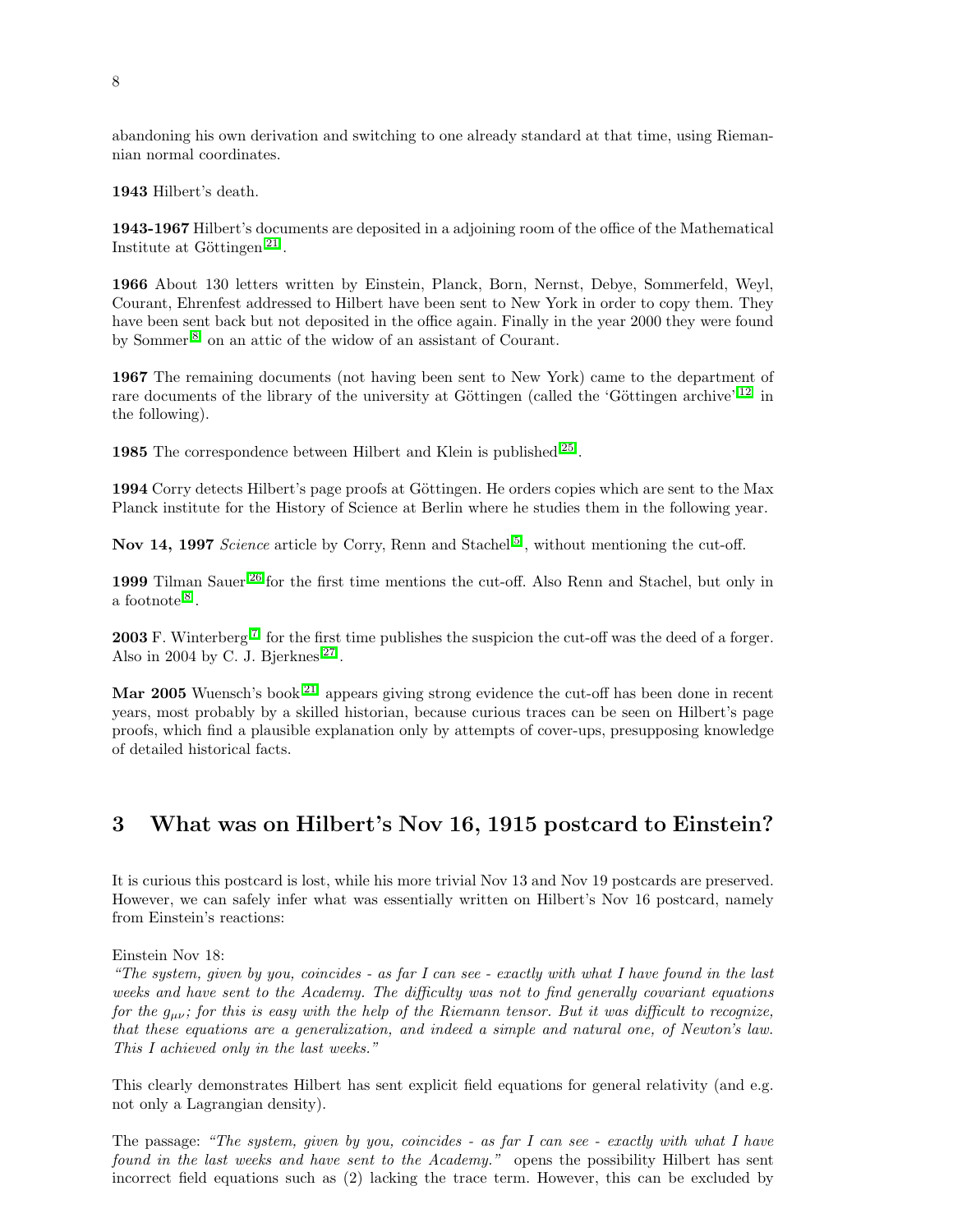abandoning his own derivation and switching to one already standard at that time, using Riemannian normal coordinates.

**1943** Hilbert's death.

**1943-1967** Hilbert's documents are deposited in a adjoining room of the office of the Mathematical Institute at Göttingen[21].

**1966** About 130 letters written by Einstein, Planck, Born, Nernst, Debye, Sommerfeld, Weyl, Courant, Ehrenfest addressed to Hilbert have been sent to New York in order to copy them. They have been sent back but not deposited in the office again. Finally in the year 2000 they were found by Sommer[8] on an attic of the widow of an assistant of Courant.

**1967** The remaining documents (not having been sent to New York) came to the department of rare documents of the library of the university at Göttingen (called the 'Göttingen archive'[12] in the following).

**1985** The correspondence between Hilbert and Klein is published[25].

**1994** Corry detects Hilbert's page proofs at Göttingen. He orders copies which are sent to the Max Planck institute for the History of Science at Berlin where he studies them in the following year.

**Nov 14, 1997** *Science* article by Corry, Renn and Stachel[5], without mentioning the cut-off.

**1999** Tilman Sauer[26] for the first time mentions the cut-off. Also Renn and Stachel, but only in a footnote[8].

**2003** F. Winterberg[7] for the first time publishes the suspicion the cut-off was the deed of a forger. Also in 2004 by C. J. Bjerknes[27].

**Mar 2005** Wuensch's book[21] appears giving strong evidence the cut-off has been done in recent years, most probably by a skilled historian, because curious traces can be seen on Hilbert's page proofs, which find a plausible explanation only by attempts of cover-ups, presupposing knowledge of detailed historical facts.

## 3 What was on Hilbert's Nov 16, 1915 postcard to Einstein?

It is curious this postcard is lost, while his more trivial Nov 13 and Nov 19 postcards are preserved. However, we can safely infer what was essentially written on Hilbert's Nov 16 postcard, namely from Einstein's reactions:

Einstein Nov 18:
*"The system, given by you, coincides - as far I can see - exactly with what I have found in the last weeks and have sent to the Academy. The difficulty was not to find generally covariant equations for the $g_{\mu\nu}$; for this is easy with the help of the Riemann tensor. But it was difficult to recognize, that these equations are a generalization, and indeed a simple and natural one, of Newton's law. This I achieved only in the last weeks."*

This clearly demonstrates Hilbert has sent explicit field equations for general relativity (and e.g. not only a Lagrangian density).

The passage: *"The system, given by you, coincides - as far I can see - exactly with what I have found in the last weeks and have sent to the Academy."* opens the possibility Hilbert has sent incorrect field equations such as (2) lacking the trace term. However, this can be excluded by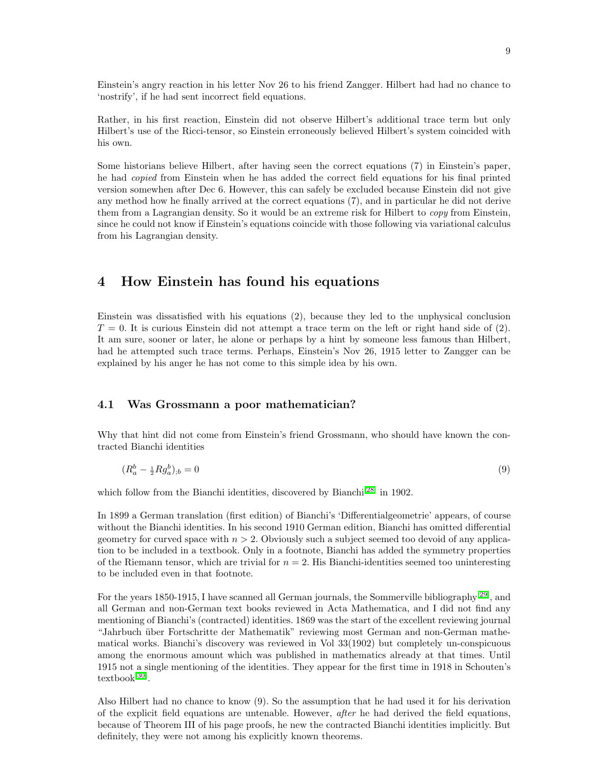Einstein's angry reaction in his letter Nov 26 to his friend Zangger. Hilbert had had no chance to 'nostrify', if he had sent incorrect field equations.

Rather, in his first reaction, Einstein did not observe Hilbert's additional trace term but only Hilbert's use of the Ricci-tensor, so Einstein erroneously believed Hilbert's system coincided with his own.

Some historians believe Hilbert, after having seen the correct equations (7) in Einstein's paper, he had *copied* from Einstein when he has added the correct field equations for his final printed version somewhen after Dec 6. However, this can safely be excluded because Einstein did not give any method how he finally arrived at the correct equations (7), and in particular he did not derive them from a Lagrangian density. So it would be an extreme risk for Hilbert to *copy* from Einstein, since he could not know if Einstein's equations coincide with those following via variational calculus from his Lagrangian density.

# 4 How Einstein has found his equations

Einstein was dissatisfied with his equations (2), because they led to the unphysical conclusion $T = 0$. It is curious Einstein did not attempt a trace term on the left or right hand side of (2). It am sure, sooner or later, he alone or perhaps by a hint by someone less famous than Hilbert, had he attempted such trace terms. Perhaps, Einstein's Nov 26, 1915 letter to Zangger can be explained by his anger he has not come to this simple idea by his own.

## 4.1 Was Grossmann a poor mathematician?

Why that hint did not come from Einstein's friend Grossmann, who should have known the contracted Bianchi identities

$$(R^b_a - \tfrac{1}{2} R g^b_a)_{;b} = 0 \tag{9}$$

which follow from the Bianchi identities, discovered by Bianchi[28] in 1902.

In 1899 a German translation (first edition) of Bianchi's 'Differentialgeometrie' appears, of course without the Bianchi identities. In his second 1910 German edition, Bianchi has omitted differential geometry for curved space with $n > 2$. Obviously such a subject seemed too devoid of any application to be included in a textbook. Only in a footnote, Bianchi has added the symmetry properties of the Riemann tensor, which are trivial for $n = 2$. His Bianchi-identities seemed too uninteresting to be included even in that footnote.

For the years 1850-1915, I have scanned all German journals, the Sommerville bibliography[29], and all German and non-German text books reviewed in Acta Mathematica, and I did not find any mentioning of Bianchi's (contracted) identities. 1869 was the start of the excellent reviewing journal "Jahrbuch über Fortschritte der Mathematik" reviewing most German and non-German mathematical works. Bianchi's discovery was reviewed in Vol 33(1902) but completely un-conspicuous among the enormous amount which was published in mathematics already at that times. Until 1915 not a single mentioning of the identities. They appear for the first time in 1918 in Schouten's textbook[30].

Also Hilbert had no chance to know (9). So the assumption that he had used it for his derivation of the explicit field equations are untenable. However, *after* he had derived the field equations, because of Theorem III of his page proofs, he new the contracted Bianchi identities implicitly. But definitely, they were not among his explicitly known theorems.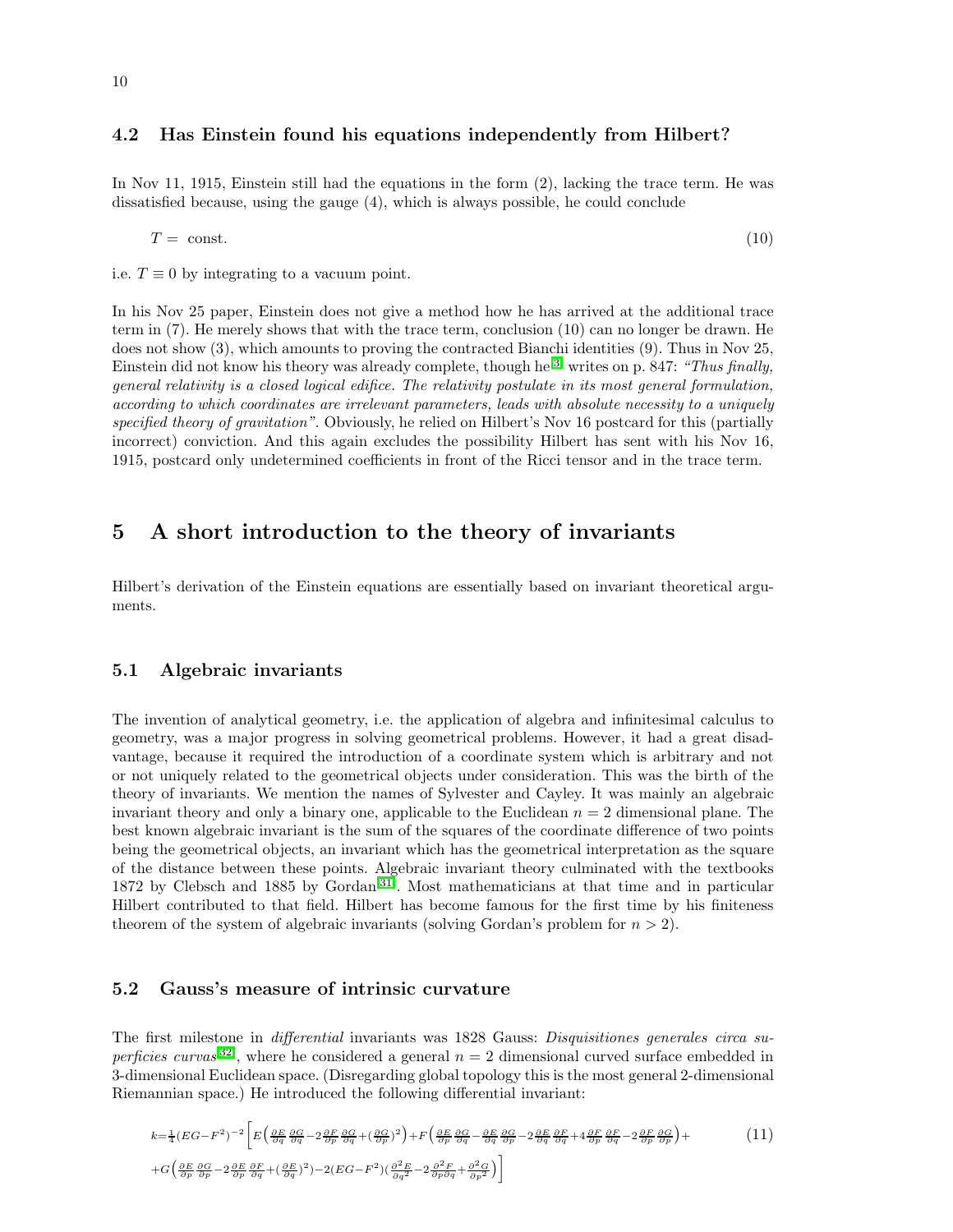### 4.2 Has Einstein found his equations independently from Hilbert?

In Nov 11, 1915, Einstein still had the equations in the form (2), lacking the trace term. He was dissatisfied because, using the gauge (4), which is always possible, he could conclude

$$T = \text{ const.} \tag{10}$$

i.e. $T \equiv 0$ by integrating to a vacuum point.

In his Nov 25 paper, Einstein does not give a method how he has arrived at the additional trace term in (7). He merely shows that with the trace term, conclusion (10) can no longer be drawn. He does not show (3), which amounts to proving the contracted Bianchi identities (9). Thus in Nov 25, Einstein did not know his theory was already complete, though he[3] writes on p. 847: *"Thus finally, general relativity is a closed logical edifice. The relativity postulate in its most general formulation, according to which coordinates are irrelevant parameters, leads with absolute necessity to a uniquely specified theory of gravitation"*. Obviously, he relied on Hilbert's Nov 16 postcard for this (partially incorrect) conviction. And this again excludes the possibility Hilbert has sent with his Nov 16, 1915, postcard only undetermined coefficients in front of the Ricci tensor and in the trace term.

## 5 A short introduction to the theory of invariants

Hilbert's derivation of the Einstein equations are essentially based on invariant theoretical arguments.

### 5.1 Algebraic invariants

The invention of analytical geometry, i.e. the application of algebra and infinitesimal calculus to geometry, was a major progress in solving geometrical problems. However, it had a great disadvantage, because it required the introduction of a coordinate system which is arbitrary and not or not uniquely related to the geometrical objects under consideration. This was the birth of the theory of invariants. We mention the names of Sylvester and Cayley. It was mainly an algebraic invariant theory and only a binary one, applicable to the Euclidean $n = 2$ dimensional plane. The best known algebraic invariant is the sum of the squares of the coordinate difference of two points being the geometrical objects, an invariant which has the geometrical interpretation as the square of the distance between these points. Algebraic invariant theory culminated with the textbooks 1872 by Clebsch and 1885 by Gordan[31]. Most mathematicians at that time and in particular Hilbert contributed to that field. Hilbert has become famous for the first time by his finiteness theorem of the system of algebraic invariants (solving Gordan's problem for $n > 2$).

### 5.2 Gauss's measure of intrinsic curvature

The first milestone in *differential* invariants was 1828 Gauss: *Disquisitiones generales circa superficies curvas*[32], where he considered a general $n = 2$ dimensional curved surface embedded in 3-dimensional Euclidean space. (Disregarding global topology this is the most general 2-dimensional Riemannian space.) He introduced the following differential invariant:

$$k = \tfrac{1}{4}(EG-F^2)^{-2}\Big[E\Big(\tfrac{\partial E}{\partial q}\tfrac{\partial G}{\partial q} - 2\tfrac{\partial F}{\partial p}\tfrac{\partial G}{\partial q} + (\tfrac{\partial G}{\partial p})^2\Big) + F\Big(\tfrac{\partial E}{\partial p}\tfrac{\partial G}{\partial q} - \tfrac{\partial E}{\partial q}\tfrac{\partial G}{\partial p} - 2\tfrac{\partial E}{\partial q}\tfrac{\partial F}{\partial q} + 4\tfrac{\partial F}{\partial p}\tfrac{\partial F}{\partial q} - 2\tfrac{\partial F}{\partial p}\tfrac{\partial G}{\partial p}\Big) + $$
$$+ G\Big(\tfrac{\partial E}{\partial p}\tfrac{\partial G}{\partial p} - 2\tfrac{\partial E}{\partial p}\tfrac{\partial F}{\partial q} + (\tfrac{\partial E}{\partial q})^2\Big) - 2(EG-F^2)\big(\tfrac{\partial^2 E}{\partial q^2} - 2\tfrac{\partial^2 F}{\partial p \partial q} + \tfrac{\partial^2 G}{\partial p^2}\big)\Big] \tag{11}$$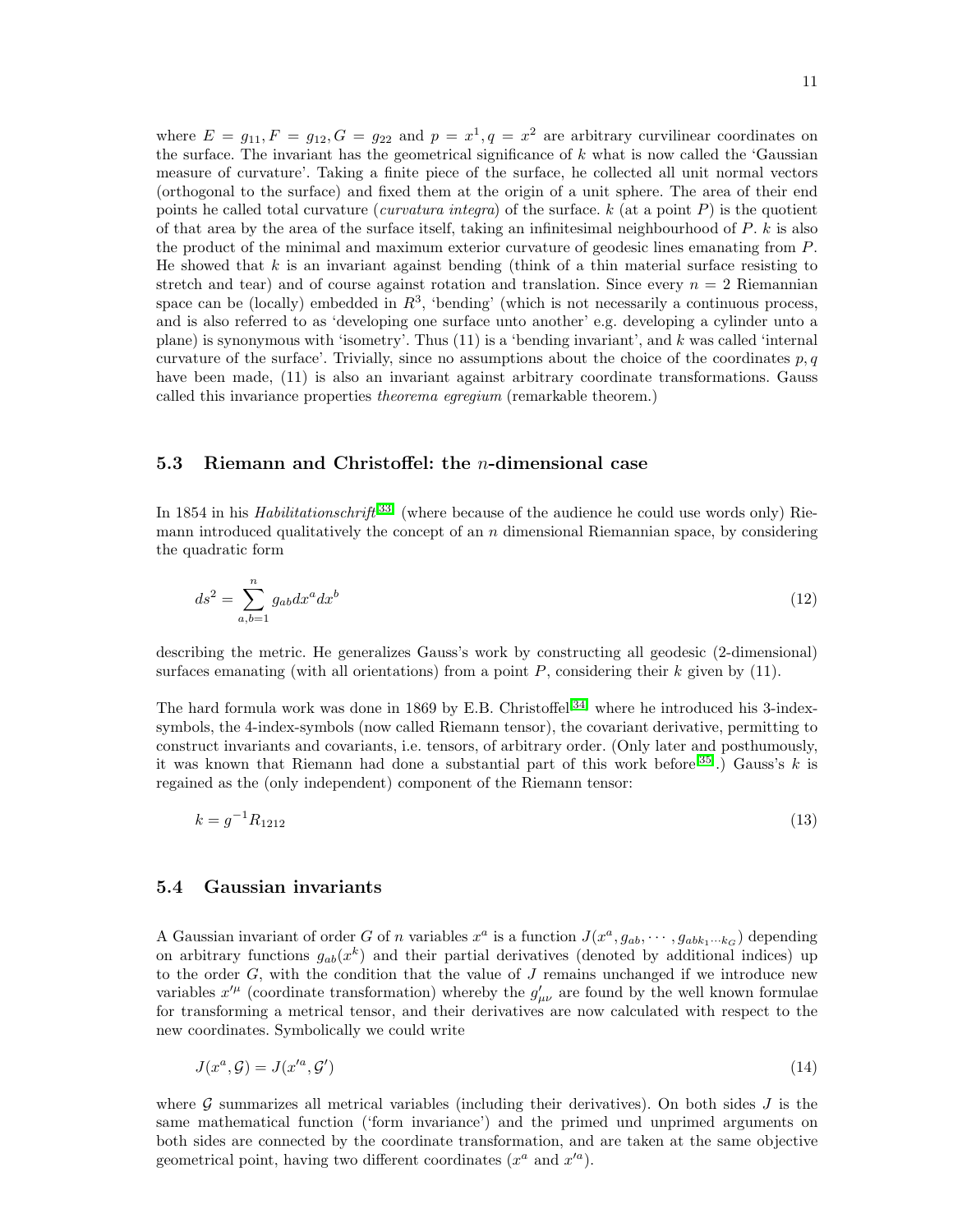where $E = g_{11}, F = g_{12}, G = g_{22}$ and $p = x^1, q = x^2$ are arbitrary curvilinear coordinates on the surface. The invariant has the geometrical significance of $k$ what is now called the 'Gaussian measure of curvature'. Taking a finite piece of the surface, he collected all unit normal vectors (orthogonal to the surface) and fixed them at the origin of a unit sphere. The area of their end points he called total curvature (*curvatura integra*) of the surface. $k$ (at a point $P$) is the quotient of that area by the area of the surface itself, taking an infinitesimal neighbourhood of $P$. $k$ is also the product of the minimal and maximum exterior curvature of geodesic lines emanating from $P$. He showed that $k$ is an invariant against bending (think of a thin material surface resisting to stretch and tear) and of course against rotation and translation. Since every $n = 2$ Riemannian space can be (locally) embedded in $R^3$, 'bending' (which is not necessarily a continuous process, and is also referred to as 'developing one surface unto another' e.g. developing a cylinder unto a plane) is synonymous with 'isometry'. Thus (11) is a 'bending invariant', and $k$ was called 'internal curvature of the surface'. Trivially, since no assumptions about the choice of the coordinates $p, q$ have been made, (11) is also an invariant against arbitrary coordinate transformations. Gauss called this invariance properties *theorema egregium* (remarkable theorem.)

### 5.3 Riemann and Christoffel: the $n$-dimensional case

In 1854 in his *Habilitationsschrift*[33] (where because of the audience he could use words only) Riemann introduced qualitatively the concept of an $n$ dimensional Riemannian space, by considering the quadratic form

$$ds^2 = \sum_{a,b=1}^{n} g_{ab} dx^a dx^b \tag{12}$$

describing the metric. He generalizes Gauss's work by constructing all geodesic (2-dimensional) surfaces emanating (with all orientations) from a point $P$, considering their $k$ given by (11).

The hard formula work was done in 1869 by E.B. Christoffel[34] where he introduced his 3-index-symbols, the 4-index-symbols (now called Riemann tensor), the covariant derivative, permitting to construct invariants and covariants, i.e. tensors, of arbitrary order. (Only later and posthumously, it was known that Riemann had done a substantial part of this work before[35].) Gauss's $k$ is regained as the (only independent) component of the Riemann tensor:

$$k = g^{-1} R_{1212} \tag{13}$$

### 5.4 Gaussian invariants

A Gaussian invariant of order $G$ of $n$ variables $x^a$ is a function $J(x^a, g_{ab}, \cdots, g_{abk_1 \cdots k_G})$ depending on arbitrary functions $g_{ab}(x^k)$ and their partial derivatives (denoted by additional indices) up to the order $G$, with the condition that the value of $J$ remains unchanged if we introduce new variables $x'^{\mu}$ (coordinate transformation) whereby the $g'_{\mu\nu}$ are found by the well known formulae for transforming a metrical tensor, and their derivatives are now calculated with respect to the new coordinates. Symbolically we could write

$$J(x^a, \mathcal{G}) = J(x'^a, \mathcal{G}') \tag{14}$$

where $\mathcal{G}$ summarizes all metrical variables (including their derivatives). On both sides $J$ is the same mathematical function ('form invariance') and the primed und unprimed arguments on both sides are connected by the coordinate transformation, and are taken at the same objective geometrical point, having two different coordinates ($x^a$ and $x'^a$).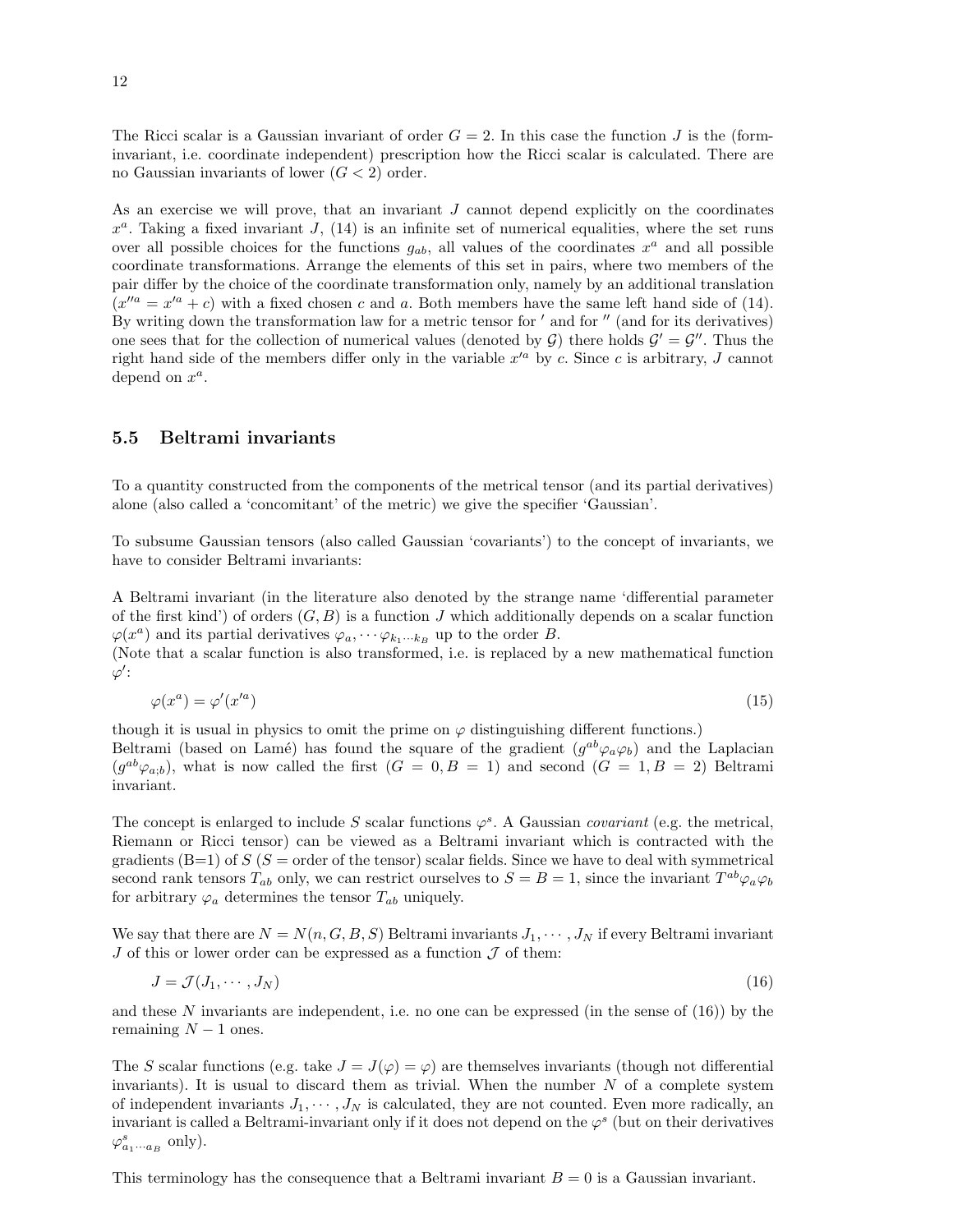The Ricci scalar is a Gaussian invariant of order $G = 2$. In this case the function $J$ is the (form-invariant, i.e. coordinate independent) prescription how the Ricci scalar is calculated. There are no Gaussian invariants of lower ($G < 2$) order.

As an exercise we will prove, that an invariant $J$ cannot depend explicitly on the coordinates $x^a$. Taking a fixed invariant $J$, (14) is an infinite set of numerical equalities, where the set runs over all possible choices for the functions $g_{ab}$, all values of the coordinates $x^a$ and all possible coordinate transformations. Arrange the elements of this set in pairs, where two members of the pair differ by the choice of the coordinate transformation only, namely by an additional translation ($x''^a = x'^a + c$) with a fixed chosen $c$ and $a$. Both members have the same left hand side of (14). By writing down the transformation law for a metric tensor for $'$ and for $''$ (and for its derivatives) one sees that for the collection of numerical values (denoted by $\mathcal{G}$) there holds $\mathcal{G}' = \mathcal{G}''$. Thus the right hand side of the members differ only in the variable $x'^a$ by $c$. Since $c$ is arbitrary, $J$ cannot depend on $x^a$.

## 5.5 Beltrami invariants

To a quantity constructed from the components of the metrical tensor (and its partial derivatives) alone (also called a 'concomitant' of the metric) we give the specifier 'Gaussian'.

To subsume Gaussian tensors (also called Gaussian 'covariants') to the concept of invariants, we have to consider Beltrami invariants:

A Beltrami invariant (in the literature also denoted by the strange name 'differential parameter of the first kind') of orders $(G, B)$ is a function $J$ which additionally depends on a scalar function $\varphi(x^a)$ and its partial derivatives $\varphi_a, \cdots \varphi_{k_1 \cdots k_B}$ up to the order $B$.
(Note that a scalar function is also transformed, i.e. is replaced by a new mathematical function $\varphi'$:

$$\varphi(x^a) = \varphi'(x'^a) \tag{15}$$

though it is usual in physics to omit the prime on $\varphi$ distinguishing different functions.)
Beltrami (based on Lamé) has found the square of the gradient ($g^{ab}\varphi_a\varphi_b$) and the Laplacian ($g^{ab}\varphi_{a;b}$), what is now called the first ($G = 0, B = 1$) and second ($G = 1, B = 2$) Beltrami invariant.

The concept is enlarged to include $S$ scalar functions $\varphi^s$. A Gaussian *covariant* (e.g. the metrical, Riemann or Ricci tensor) can be viewed as a Beltrami invariant which is contracted with the gradients (B=1) of $S$ ($S$ = order of the tensor) scalar fields. Since we have to deal with symmetrical second rank tensors $T_{ab}$ only, we can restrict ourselves to $S = B = 1$, since the invariant $T^{ab}\varphi_a\varphi_b$ for arbitrary $\varphi_a$ determines the tensor $T_{ab}$ uniquely.

We say that there are $N = N(n, G, B, S)$ Beltrami invariants $J_1, \cdots, J_N$ if every Beltrami invariant $J$ of this or lower order can be expressed as a function $\mathcal{J}$ of them:

$$J = \mathcal{J}(J_1, \cdots, J_N) \tag{16}$$

and these $N$ invariants are independent, i.e. no one can be expressed (in the sense of (16)) by the remaining $N - 1$ ones.

The $S$ scalar functions (e.g. take $J = J(\varphi) = \varphi$) are themselves invariants (though not differential invariants). It is usual to discard them as trivial. When the number $N$ of a complete system of independent invariants $J_1, \cdots, J_N$ is calculated, they are not counted. Even more radically, an invariant is called a Beltrami-invariant only if it does not depend on the $\varphi^s$ (but on their derivatives $\varphi^s_{a_1 \cdots a_B}$ only).

This terminology has the consequence that a Beltrami invariant $B = 0$ is a Gaussian invariant.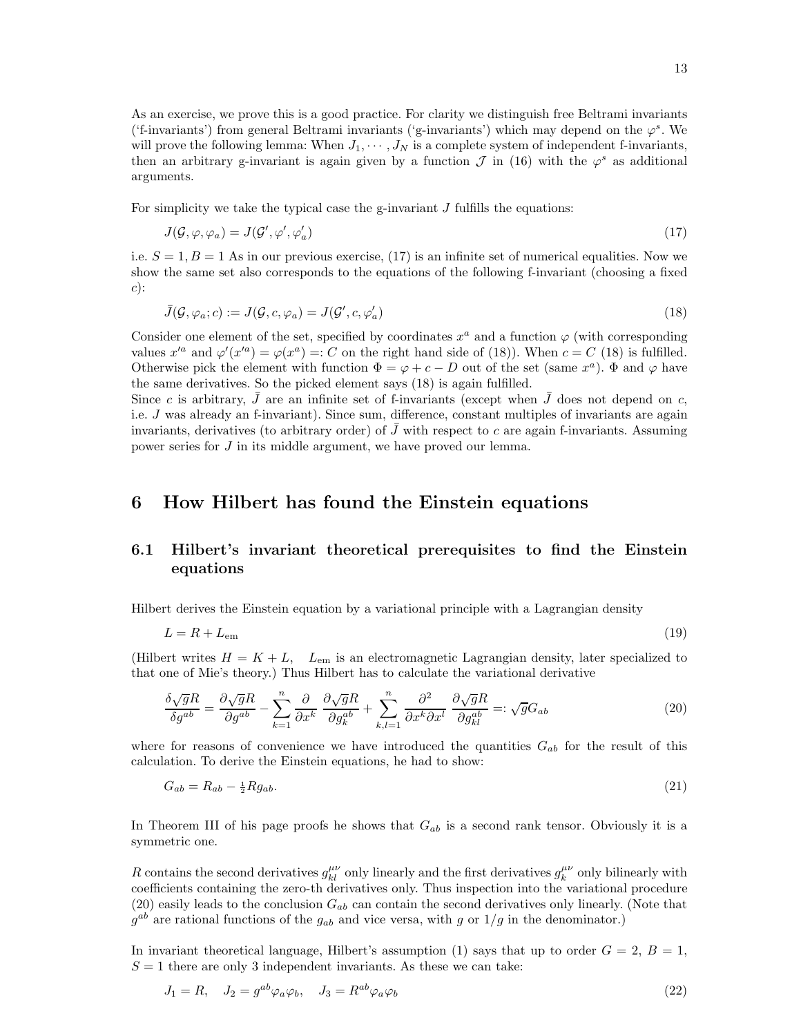As an exercise, we prove this is a good practice. For clarity we distinguish free Beltrami invariants ('f-invariants') from general Beltrami invariants ('g-invariants') which may depend on the $\varphi^s$. We will prove the following lemma: When $J_1, \cdots, J_N$ is a complete system of independent f-invariants, then an arbitrary g-invariant is again given by a function $\mathcal{J}$ in (16) with the $\varphi^s$ as additional arguments.

For simplicity we take the typical case the g-invariant $J$ fulfills the equations:

$$J(\mathcal{G}, \varphi, \varphi_a) = J(\mathcal{G}', \varphi', \varphi'_a) \tag{17}$$

i.e. $S = 1, B = 1$ As in our previous exercise, (17) is an infinite set of numerical equalities. Now we show the same set also corresponds to the equations of the following f-invariant (choosing a fixed $c$):

$$\bar{J}(\mathcal{G}, \varphi_a; c) := J(\mathcal{G}, c, \varphi_a) = J(\mathcal{G}', c, \varphi'_a) \tag{18}$$

Consider one element of the set, specified by coordinates $x^a$ and a function $\varphi$ (with corresponding values $x'^a$ and $\varphi'(x'^a) = \varphi(x^a) =: C$ on the right hand side of (18)). When $c = C$ (18) is fulfilled. Otherwise pick the element with function $\Phi = \varphi + c - D$ out of the set (same $x^a$). $\Phi$ and $\varphi$ have the same derivatives. So the picked element says (18) is again fulfilled.
Since $c$ is arbitrary, $\bar{J}$ are an infinite set of f-invariants (except when $\bar{J}$ does not depend on $c$, i.e. $J$ was already an f-invariant). Since sum, difference, constant multiples of invariants are again invariants, derivatives (to arbitrary order) of $\bar{J}$ with respect to $c$ are again f-invariants. Assuming power series for $J$ in its middle argument, we have proved our lemma.

# 6 How Hilbert has found the Einstein equations

## 6.1 Hilbert's invariant theoretical prerequisites to find the Einstein equations

Hilbert derives the Einstein equation by a variational principle with a Lagrangian density

$$L = R + L_{\text{em}} \tag{19}$$

(Hilbert writes $H = K + L$, $L_{\text{em}}$ is an electromagnetic Lagrangian density, later specialized to that one of Mie's theory.) Thus Hilbert has to calculate the variational derivative

$$\frac{\delta\sqrt{g}R}{\delta g^{ab}} = \frac{\partial\sqrt{g}R}{\partial g^{ab}} - \sum_{k=1}^{n} \frac{\partial}{\partial x^k} \frac{\partial\sqrt{g}R}{\partial g^{ab}_k} + \sum_{k,l=1}^{n} \frac{\partial^2}{\partial x^k \partial x^l} \frac{\partial\sqrt{g}R}{\partial g^{ab}_{kl}} =: \sqrt{g}G_{ab} \tag{20}$$

where for reasons of convenience we have introduced the quantities $G_{ab}$ for the result of this calculation. To derive the Einstein equations, he had to show:

$$G_{ab} = R_{ab} - \tfrac{1}{2}Rg_{ab}. \tag{21}$$

In Theorem III of his page proofs he shows that $G_{ab}$ is a second rank tensor. Obviously it is a symmetric one.

$R$ contains the second derivatives $g^{\mu\nu}_{kl}$ only linearly and the first derivatives $g^{\mu\nu}_k$ only bilinearly with coefficients containing the zero-th derivatives only. Thus inspection into the variational procedure (20) easily leads to the conclusion $G_{ab}$ can contain the second derivatives only linearly. (Note that $g^{ab}$ are rational functions of the $g_{ab}$ and vice versa, with $g$ or $1/g$ in the denominator.)

In invariant theoretical language, Hilbert's assumption (1) says that up to order $G = 2$, $B = 1$, $S = 1$ there are only 3 independent invariants. As these we can take:

$$J_1 = R, \quad J_2 = g^{ab}\varphi_a\varphi_b, \quad J_3 = R^{ab}\varphi_a\varphi_b \tag{22}$$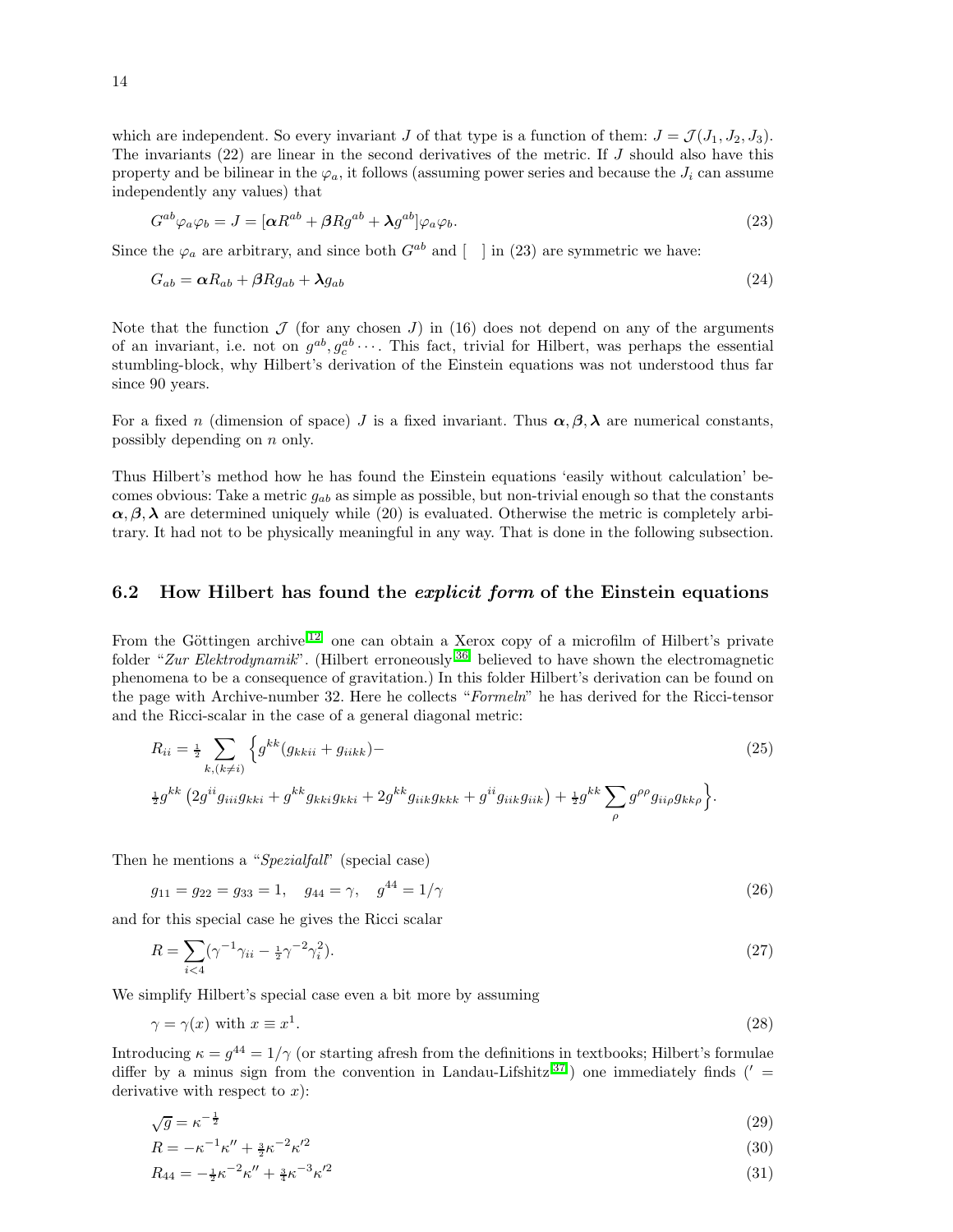which are independent. So every invariant $J$ of that type is a function of them: $J = \mathcal{J}(J_1, J_2, J_3)$. The invariants (22) are linear in the second derivatives of the metric. If $J$ should also have this property and be bilinear in the $\varphi_a$, it follows (assuming power series and because the $J_i$ can assume independently any values) that

$$G^{ab}\varphi_a\varphi_b = J = [\boldsymbol{\alpha}R^{ab} + \boldsymbol{\beta}Rg^{ab} + \boldsymbol{\lambda}g^{ab}]\varphi_a\varphi_b. \tag{23}$$

Since the $\varphi_a$ are arbitrary, and since both $G^{ab}$ and [ ] in (23) are symmetric we have:

$$G_{ab} = \boldsymbol{\alpha}R_{ab} + \boldsymbol{\beta}Rg_{ab} + \boldsymbol{\lambda}g_{ab} \tag{24}$$

Note that the function $\mathcal{J}$ (for any chosen $J$) in (16) does not depend on any of the arguments of an invariant, i.e. not on $g^{ab}, g^{ab}_c \cdots$. This fact, trivial for Hilbert, was perhaps the essential stumbling-block, why Hilbert's derivation of the Einstein equations was not understood thus far since 90 years.

For a fixed $n$ (dimension of space) $J$ is a fixed invariant. Thus $\boldsymbol{\alpha}, \boldsymbol{\beta}, \boldsymbol{\lambda}$ are numerical constants, possibly depending on $n$ only.

Thus Hilbert's method how he has found the Einstein equations 'easily without calculation' becomes obvious: Take a metric $g_{ab}$ as simple as possible, but non-trivial enough so that the constants $\boldsymbol{\alpha}, \boldsymbol{\beta}, \boldsymbol{\lambda}$ are determined uniquely while (20) is evaluated. Otherwise the metric is completely arbitrary. It had not to be physically meaningful in any way. That is done in the following subsection.

## 6.2 How Hilbert has found the *explicit form* of the Einstein equations

From the Göttingen archive[12] one can obtain a Xerox copy of a microfilm of Hilbert's private folder "*Zur Elektrodynamik*". (Hilbert erroneously[36] believed to have shown the electromagnetic phenomena to be a consequence of gravitation.) In this folder Hilbert's derivation can be found on the page with Archive-number 32. Here he collects "*Formeln*" he has derived for the Ricci-tensor and the Ricci-scalar in the case of a general diagonal metric:

$$R_{ii} = \tfrac{1}{2}\sum_{k,(k\neq i)} \Big\{ g^{kk}(g_{kkii} + g_{iikk}) - \tag{25}$$
$$\tfrac{1}{2}g^{kk}\left(2g^{ii}g_{iii}g_{kki} + g^{kk}g_{kki}g_{kki} + 2g^{kk}g_{iik}g_{kkk} + g^{ii}g_{iik}g_{iik}\right) + \tfrac{1}{2}g^{kk}\sum_{\rho} g^{\rho\rho}g_{ii\rho}g_{kk\rho}\Big\}.$$

Then he mentions a "*Spezialfall*" (special case)

$$g_{11} = g_{22} = g_{33} = 1, \quad g_{44} = \gamma, \quad g^{44} = 1/\gamma \tag{26}$$

and for this special case he gives the Ricci scalar

$$R = \sum_{i<4}(\gamma^{-1}\gamma_{ii} - \tfrac{1}{2}\gamma^{-2}\gamma_i^2). \tag{27}$$

We simplify Hilbert's special case even a bit more by assuming

$$\gamma = \gamma(x) \text{ with } x \equiv x^1. \tag{28}$$

Introducing $\kappa = g^{44} = 1/\gamma$ (or starting afresh from the definitions in textbooks; Hilbert's formulae differ by a minus sign from the convention in Landau-Lifshitz[37]) one immediately finds ($'$ = derivative with respect to $x$):

$$\sqrt{g} = \kappa^{-\frac{1}{2}} \tag{29}$$

$$R = -\kappa^{-1}\kappa'' + \tfrac{3}{2}\kappa^{-2}\kappa'^2 \tag{30}$$

$$R_{44} = -\tfrac{1}{2}\kappa^{-2}\kappa'' + \tfrac{3}{4}\kappa^{-3}\kappa'^2 \tag{31}$$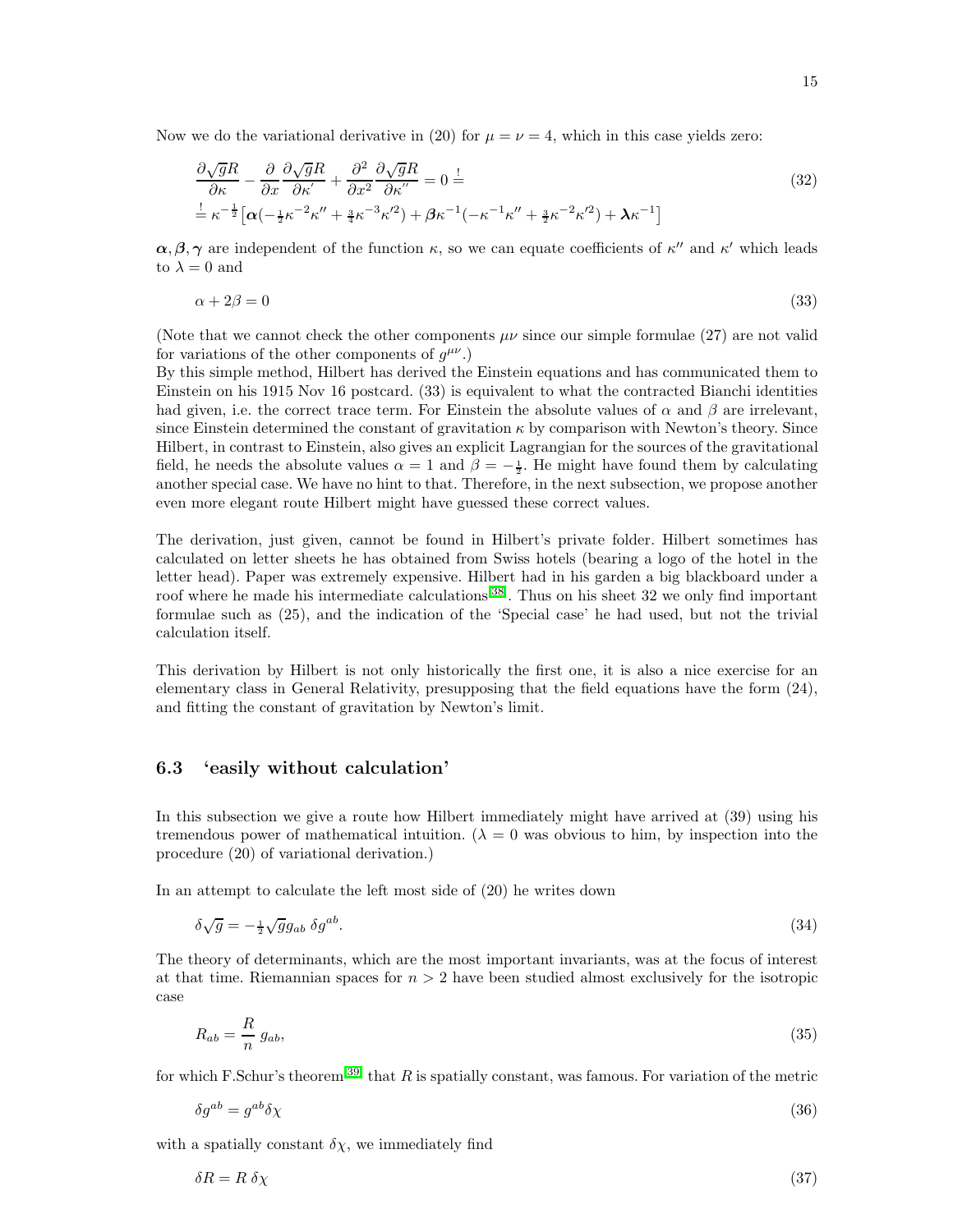Now we do the variational derivative in (20) for $\mu = \nu = 4$, which in this case yields zero:

$$
\begin{aligned}
&\frac{\partial \sqrt{g}R}{\partial \kappa} - \frac{\partial}{\partial x}\frac{\partial \sqrt{g}R}{\partial \kappa'} + \frac{\partial^2}{\partial x^2}\frac{\partial \sqrt{g}R}{\partial \kappa''} = 0 \overset{!}{=} \\
&\overset{!}{=} \kappa^{-\frac{1}{2}}\left[\boldsymbol{\alpha}(-\tfrac{1}{2}\kappa^{-2}\kappa'' + \tfrac{3}{4}\kappa^{-3}\kappa'^2) + \boldsymbol{\beta}\kappa^{-1}(-\kappa^{-1}\kappa'' + \tfrac{3}{2}\kappa^{-2}\kappa'^2) + \boldsymbol{\lambda}\kappa^{-1}\right]
\end{aligned}
\tag{32}
$$

$\boldsymbol{\alpha}, \boldsymbol{\beta}, \boldsymbol{\gamma}$ are independent of the function $\kappa$, so we can equate coefficients of $\kappa''$ and $\kappa'$ which leads to $\lambda = 0$ and

$$
\alpha + 2\beta = 0 \tag{33}
$$

(Note that we cannot check the other components $\mu\nu$ since our simple formulae (27) are not valid for variations of the other components of $g^{\mu\nu}$.)
By this simple method, Hilbert has derived the Einstein equations and has communicated them to Einstein on his 1915 Nov 16 postcard. (33) is equivalent to what the contracted Bianchi identities had given, i.e. the correct trace term. For Einstein the absolute values of $\alpha$ and $\beta$ are irrelevant, since Einstein determined the constant of gravitation $\kappa$ by comparison with Newton's theory. Since Hilbert, in contrast to Einstein, also gives an explicit Lagrangian for the sources of the gravitational field, he needs the absolute values $\alpha = 1$ and $\beta = -\frac{1}{2}$. He might have found them by calculating another special case. We have no hint to that. Therefore, in the next subsection, we propose another even more elegant route Hilbert might have guessed these correct values.

The derivation, just given, cannot be found in Hilbert's private folder. Hilbert sometimes has calculated on letter sheets he has obtained from Swiss hotels (bearing a logo of the hotel in the letter head). Paper was extremely expensive. Hilbert had in his garden a big blackboard under a roof where he made his intermediate calculations[38]. Thus on his sheet 32 we only find important formulae such as (25), and the indication of the 'Special case' he had used, but not the trivial calculation itself.

This derivation by Hilbert is not only historically the first one, it is also a nice exercise for an elementary class in General Relativity, presupposing that the field equations have the form (24), and fitting the constant of gravitation by Newton's limit.

## 6.3 'easily without calculation'

In this subsection we give a route how Hilbert immediately might have arrived at (39) using his tremendous power of mathematical intuition. ($\lambda = 0$ was obvious to him, by inspection into the procedure (20) of variational derivation.)

In an attempt to calculate the left most side of (20) he writes down

$$
\delta\sqrt{g} = -\tfrac{1}{2}\sqrt{g}g_{ab}\,\delta g^{ab}. \tag{34}
$$

The theory of determinants, which are the most important invariants, was at the focus of interest at that time. Riemannian spaces for $n > 2$ have been studied almost exclusively for the isotropic case

$$
R_{ab} = \frac{R}{n}\,g_{ab}, \tag{35}
$$

for which F.Schur's theorem[39] that $R$ is spatially constant, was famous. For variation of the metric

$$
\delta g^{ab} = g^{ab}\delta\chi \tag{36}
$$

with a spatially constant $\delta\chi$, we immediately find

$$
\delta R = R\,\delta\chi \tag{37}
$$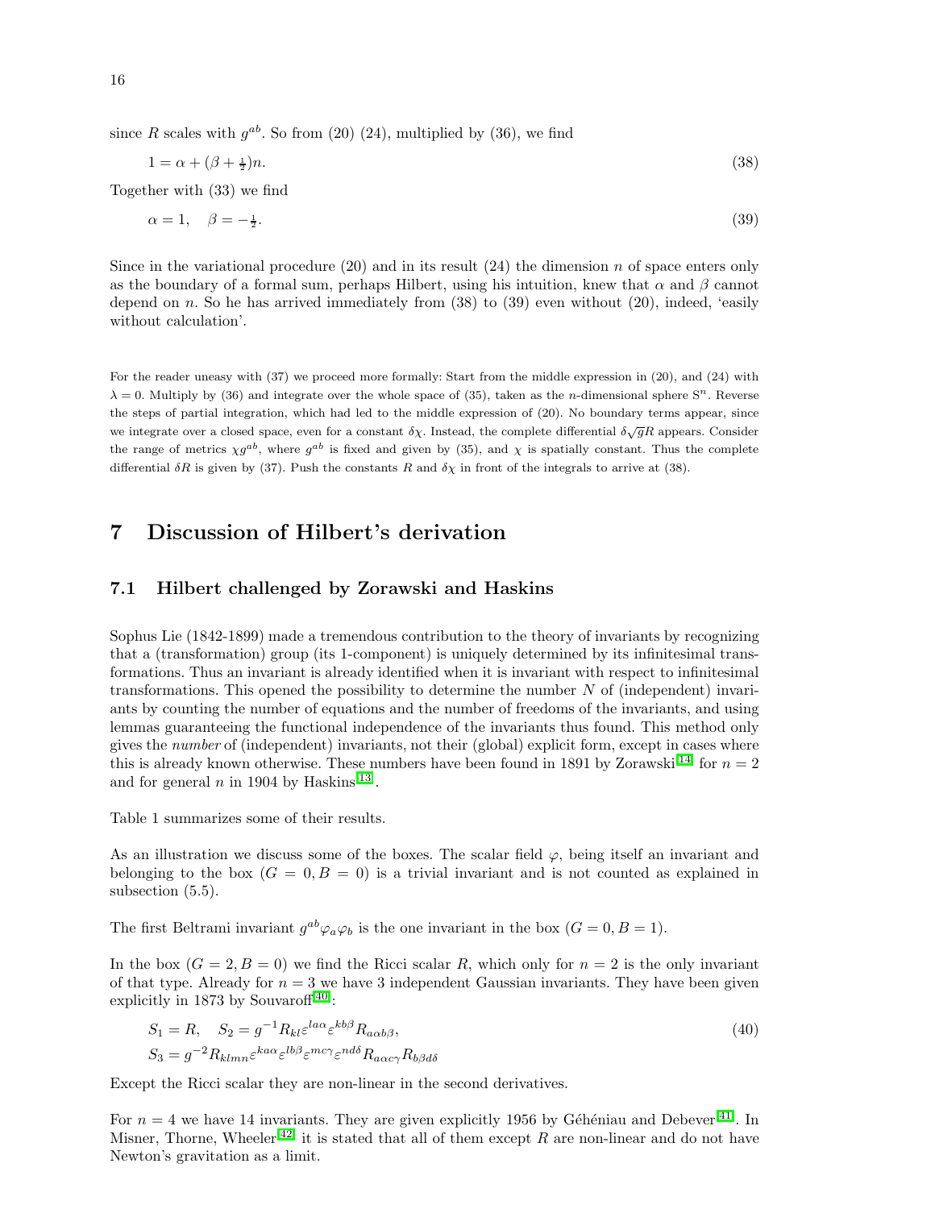since $R$ scales with $g^{ab}$. So from (20) (24), multiplied by (36), we find

$$1 = \alpha + (\beta + \tfrac{1}{2})n. \tag{38}$$

Together with (33) we find

$$\alpha = 1, \quad \beta = -\tfrac{1}{2}. \tag{39}$$

Since in the variational procedure (20) and in its result (24) the dimension $n$ of space enters only as the boundary of a formal sum, perhaps Hilbert, using his intuition, knew that $\alpha$ and $\beta$ cannot depend on $n$. So he has arrived immediately from (38) to (39) even without (20), indeed, 'easily without calculation'.

For the reader uneasy with (37) we proceed more formally: Start from the middle expression in (20), and (24) with $\lambda = 0$. Multiply by (36) and integrate over the whole space of (35), taken as the $n$-dimensional sphere $S^n$. Reverse the steps of partial integration, which had led to the middle expression of (20). No boundary terms appear, since we integrate over a closed space, even for a constant $\delta\chi$. Instead, the complete differential $\delta\sqrt{g}R$ appears. Consider the range of metrics $\chi g^{ab}$, where $g^{ab}$ is fixed and given by (35), and $\chi$ is spatially constant. Thus the complete differential $\delta R$ is given by (37). Push the constants $R$ and $\delta\chi$ in front of the integrals to arrive at (38).

# 7 Discussion of Hilbert's derivation

## 7.1 Hilbert challenged by Zorawski and Haskins

Sophus Lie (1842-1899) made a tremendous contribution to the theory of invariants by recognizing that a (transformation) group (its 1-component) is uniquely determined by its infinitesimal transformations. Thus an invariant is already identified when it is invariant with respect to infinitesimal transformations. This opened the possibility to determine the number $N$ of (independent) invariants by counting the number of equations and the number of freedoms of the invariants, and using lemmas guaranteeing the functional independence of the invariants thus found. This method only gives the *number* of (independent) invariants, not their (global) explicit form, except in cases where this is already known otherwise. These numbers have been found in 1891 by Zorawski[14] for $n = 2$ and for general $n$ in 1904 by Haskins[13].

Table 1 summarizes some of their results.

As an illustration we discuss some of the boxes. The scalar field $\varphi$, being itself an invariant and belonging to the box $(G = 0, B = 0)$ is a trivial invariant and is not counted as explained in subsection (5.5).

The first Beltrami invariant $g^{ab}\varphi_a\varphi_b$ is the one invariant in the box $(G = 0, B = 1)$.

In the box $(G = 2, B = 0)$ we find the Ricci scalar $R$, which only for $n = 2$ is the only invariant of that type. Already for $n = 3$ we have 3 independent Gaussian invariants. They have been given explicitly in 1873 by Souvaroff[40]:

$$\begin{aligned} &S_1 = R, \quad S_2 = g^{-1}R_{kl}\varepsilon^{la\alpha}\varepsilon^{kb\beta}R_{a\alpha b\beta}, \\ &S_3 = g^{-2}R_{klmn}\varepsilon^{ka\alpha}\varepsilon^{lb\beta}\varepsilon^{mc\gamma}\varepsilon^{nd\delta}R_{a\alpha c\gamma}R_{b\beta d\delta} \end{aligned} \tag{40}$$

Except the Ricci scalar they are non-linear in the second derivatives.

For $n = 4$ we have 14 invariants. They are given explicitly 1956 by Géhéniau and Debever[41]. In Misner, Thorne, Wheeler[42] it is stated that all of them except $R$ are non-linear and do not have Newton's gravitation as a limit.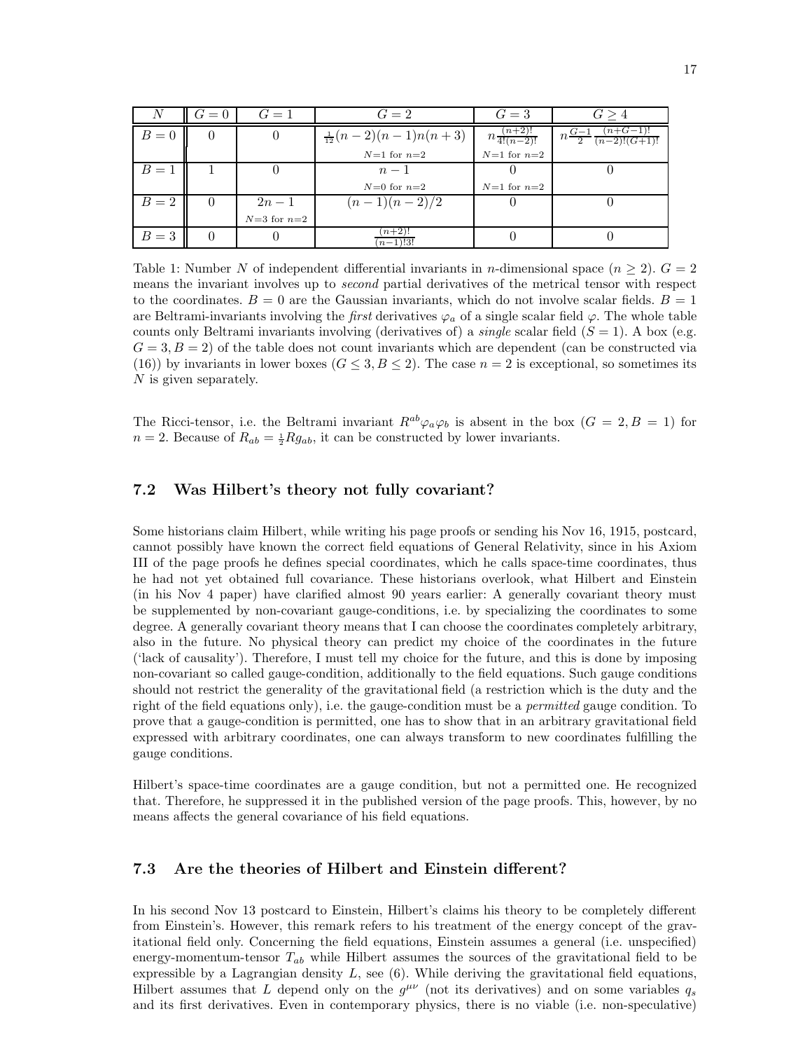| $N$ | $G=0$ | $G=1$ | $G=2$ | $G=3$ | $G\geq 4$ |
|---|---|---|---|---|---|
| $B=0$ | 0 | 0 | $\frac{1}{12}(n-2)(n-1)n(n+3)$ <br> $N$=1 for $n$=2 | $n\frac{(n+2)!}{4!(n-2)!}$ <br> $N$=1 for $n$=2 | $n\frac{G-1}{2}\frac{(n+G-1)!}{(n-2)!(G+1)!}$ |
| $B=1$ | 1 | 0 | $n-1$ <br> $N$=0 for $n$=2 | 0 <br> $N$=1 for $n$=2 | 0 |
| $B=2$ | 0 | $2n-1$ <br> $N$=3 for $n$=2 | $(n-1)(n-2)/2$ | 0 | 0 |
| $B=3$ | 0 | 0 | $\frac{(n+2)!}{(n-1)!3!}$ | 0 | 0 |

Table 1: Number $N$ of independent differential invariants in $n$-dimensional space ($n \geq 2$). $G=2$ means the invariant involves up to *second* partial derivatives of the metrical tensor with respect to the coordinates. $B=0$ are the Gaussian invariants, which do not involve scalar fields. $B=1$ are Beltrami-invariants involving the *first* derivatives $\varphi_a$ of a single scalar field $\varphi$. The whole table counts only Beltrami invariants involving (derivatives of) a *single* scalar field ($S=1$). A box (e.g. $G=3, B=2$) of the table does not count invariants which are dependent (can be constructed via (16)) by invariants in lower boxes ($G \leq 3, B \leq 2$). The case $n=2$ is exceptional, so sometimes its $N$ is given separately.

The Ricci-tensor, i.e. the Beltrami invariant $R^{ab}\varphi_a\varphi_b$ is absent in the box ($G=2, B=1$) for $n=2$. Because of $R_{ab} = \frac{1}{2}Rg_{ab}$, it can be constructed by lower invariants.

### 7.2 Was Hilbert's theory not fully covariant?

Some historians claim Hilbert, while writing his page proofs or sending his Nov 16, 1915, postcard, cannot possibly have known the correct field equations of General Relativity, since in his Axiom III of the page proofs he defines special coordinates, which he calls space-time coordinates, thus he had not yet obtained full covariance. These historians overlook, what Hilbert and Einstein (in his Nov 4 paper) have clarified almost 90 years earlier: A generally covariant theory must be supplemented by non-covariant gauge-conditions, i.e. by specializing the coordinates to some degree. A generally covariant theory means that I can choose the coordinates completely arbitrary, also in the future. No physical theory can predict my choice of the coordinates in the future ('lack of causality'). Therefore, I must tell my choice for the future, and this is done by imposing non-covariant so called gauge-condition, additionally to the field equations. Such gauge conditions should not restrict the generality of the gravitational field (a restriction which is the duty and the right of the field equations only), i.e. the gauge-condition must be a *permitted* gauge condition. To prove that a gauge-condition is permitted, one has to show that in an arbitrary gravitational field expressed with arbitrary coordinates, one can always transform to new coordinates fulfilling the gauge conditions.

Hilbert's space-time coordinates are a gauge condition, but not a permitted one. He recognized that. Therefore, he suppressed it in the published version of the page proofs. This, however, by no means affects the general covariance of his field equations.

### 7.3 Are the theories of Hilbert and Einstein different?

In his second Nov 13 postcard to Einstein, Hilbert's claims his theory to be completely different from Einstein's. However, this remark refers to his treatment of the energy concept of the gravitational field only. Concerning the field equations, Einstein assumes a general (i.e. unspecified) energy-momentum-tensor $T_{ab}$ while Hilbert assumes the sources of the gravitational field to be expressible by a Lagrangian density $L$, see (6). While deriving the gravitational field equations, Hilbert assumes that $L$ depend only on the $g^{\mu\nu}$ (not its derivatives) and on some variables $q_s$ and its first derivatives. Even in contemporary physics, there is no viable (i.e. non-speculative)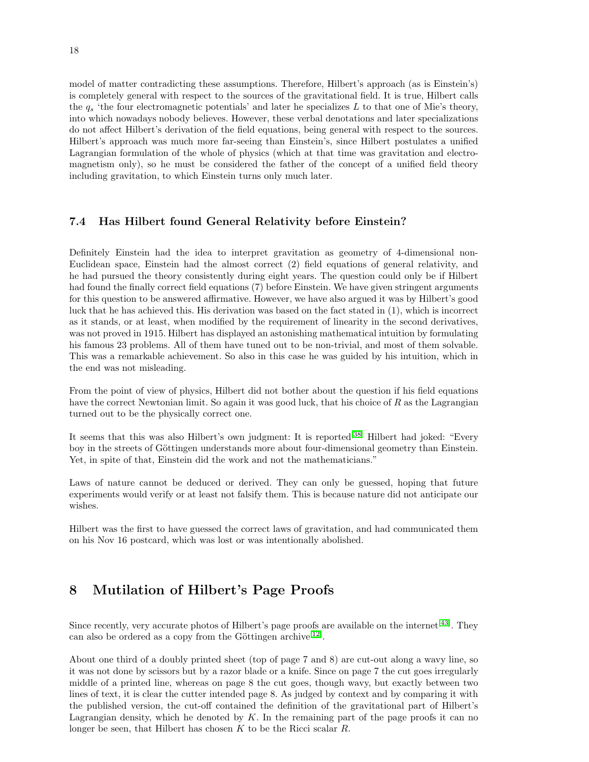model of matter contradicting these assumptions. Therefore, Hilbert's approach (as is Einstein's) is completely general with respect to the sources of the gravitational field. It is true, Hilbert calls the $q_s$ 'the four electromagnetic potentials' and later he specializes $L$ to that one of Mie's theory, into which nowadays nobody believes. However, these verbal denotations and later specializations do not affect Hilbert's derivation of the field equations, being general with respect to the sources. Hilbert's approach was much more far-seeing than Einstein's, since Hilbert postulates a unified Lagrangian formulation of the whole of physics (which at that time was gravitation and electromagnetism only), so he must be considered the father of the concept of a unified field theory including gravitation, to which Einstein turns only much later.

### 7.4 Has Hilbert found General Relativity before Einstein?

Definitely Einstein had the idea to interpret gravitation as geometry of 4-dimensional non-Euclidean space, Einstein had the almost correct (2) field equations of general relativity, and he had pursued the theory consistently during eight years. The question could only be if Hilbert had found the finally correct field equations (7) before Einstein. We have given stringent arguments for this question to be answered affirmative. However, we have also argued it was by Hilbert's good luck that he has achieved this. His derivation was based on the fact stated in (1), which is incorrect as it stands, or at least, when modified by the requirement of linearity in the second derivatives, was not proved in 1915. Hilbert has displayed an astonishing mathematical intuition by formulating his famous 23 problems. All of them have tuned out to be non-trivial, and most of them solvable. This was a remarkable achievement. So also in this case he was guided by his intuition, which in the end was not misleading.

From the point of view of physics, Hilbert did not bother about the question if his field equations have the correct Newtonian limit. So again it was good luck, that his choice of $R$ as the Lagrangian turned out to be the physically correct one.

It seems that this was also Hilbert's own judgment: It is reported[38] Hilbert had joked: "Every boy in the streets of Göttingen understands more about four-dimensional geometry than Einstein. Yet, in spite of that, Einstein did the work and not the mathematicians."

Laws of nature cannot be deduced or derived. They can only be guessed, hoping that future experiments would verify or at least not falsify them. This is because nature did not anticipate our wishes.

Hilbert was the first to have guessed the correct laws of gravitation, and had communicated them on his Nov 16 postcard, which was lost or was intentionally abolished.

## 8 Mutilation of Hilbert's Page Proofs

Since recently, very accurate photos of Hilbert's page proofs are available on the internet[43]. They can also be ordered as a copy from the Göttingen archive[12].

About one third of a doubly printed sheet (top of page 7 and 8) are cut-out along a wavy line, so it was not done by scissors but by a razor blade or a knife. Since on page 7 the cut goes irregularly middle of a printed line, whereas on page 8 the cut goes, though wavy, but exactly between two lines of text, it is clear the cutter intended page 8. As judged by context and by comparing it with the published version, the cut-off contained the definition of the gravitational part of Hilbert's Lagrangian density, which he denoted by $K$. In the remaining part of the page proofs it can no longer be seen, that Hilbert has chosen $K$ to be the Ricci scalar $R$.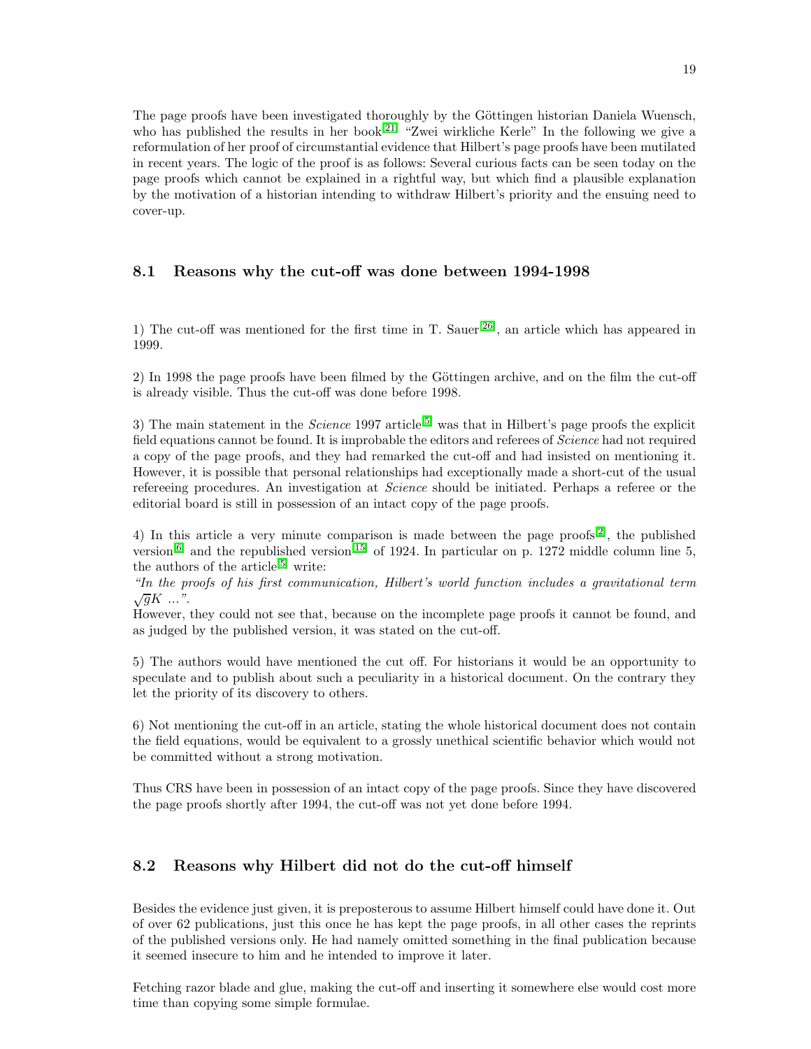The page proofs have been investigated thoroughly by the Göttingen historian Daniela Wuensch, who has published the results in her book[21] "Zwei wirkliche Kerle" In the following we give a reformulation of her proof of circumstantial evidence that Hilbert's page proofs have been mutilated in recent years. The logic of the proof is as follows: Several curious facts can be seen today on the page proofs which cannot be explained in a rightful way, but which find a plausible explanation by the motivation of a historian intending to withdraw Hilbert's priority and the ensuing need to cover-up.

## 8.1 Reasons why the cut-off was done between 1994-1998

1) The cut-off was mentioned for the first time in T. Sauer[26], an article which has appeared in 1999.

2) In 1998 the page proofs have been filmed by the Göttingen archive, and on the film the cut-off is already visible. Thus the cut-off was done before 1998.

3) The main statement in the *Science* 1997 article[5] was that in Hilbert's page proofs the explicit field equations cannot be found. It is improbable the editors and referees of *Science* had not required a copy of the page proofs, and they had remarked the cut-off and had insisted on mentioning it. However, it is possible that personal relationships had exceptionally made a short-cut of the usual refereeing procedures. An investigation at *Science* should be initiated. Perhaps a referee or the editorial board is still in possession of an intact copy of the page proofs.

4) In this article a very minute comparison is made between the page proofs[2], the published version[6] and the republished version[15] of 1924. In particular on p. 1272 middle column line 5, the authors of the article[5] write:

*"In the proofs of his first communication, Hilbert's world function includes a gravitational term* $\sqrt{g}K$ *...".*

However, they could not see that, because on the incomplete page proofs it cannot be found, and as judged by the published version, it was stated on the cut-off.

5) The authors would have mentioned the cut off. For historians it would be an opportunity to speculate and to publish about such a peculiarity in a historical document. On the contrary they let the priority of its discovery to others.

6) Not mentioning the cut-off in an article, stating the whole historical document does not contain the field equations, would be equivalent to a grossly unethical scientific behavior which would not be committed without a strong motivation.

Thus CRS have been in possession of an intact copy of the page proofs. Since they have discovered the page proofs shortly after 1994, the cut-off was not yet done before 1994.

## 8.2 Reasons why Hilbert did not do the cut-off himself

Besides the evidence just given, it is preposterous to assume Hilbert himself could have done it. Out of over 62 publications, just this once he has kept the page proofs, in all other cases the reprints of the published versions only. He had namely omitted something in the final publication because it seemed insecure to him and he intended to improve it later.

Fetching razor blade and glue, making the cut-off and inserting it somewhere else would cost more time than copying some simple formulae.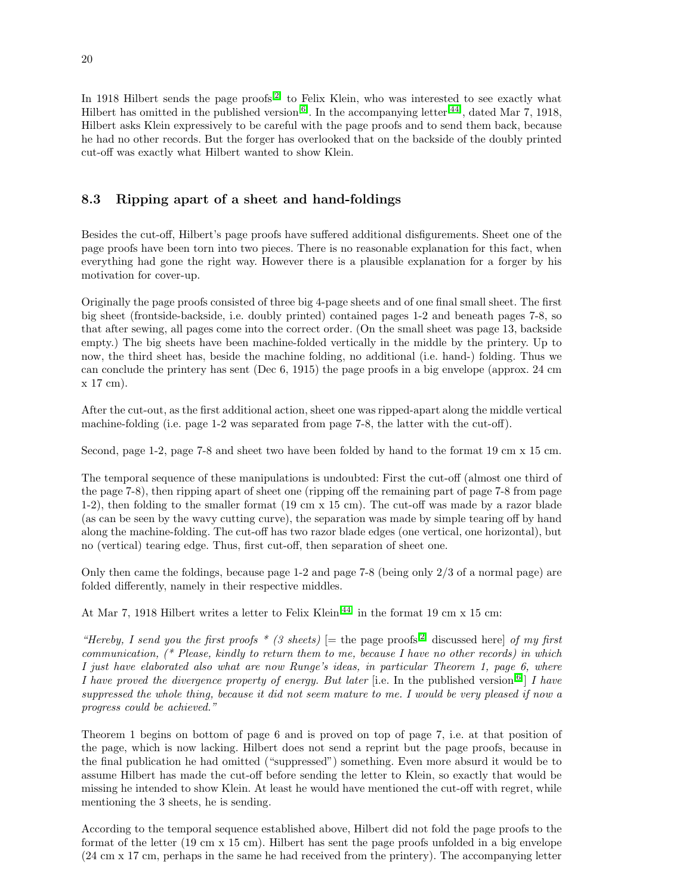In 1918 Hilbert sends the page proofs[2] to Felix Klein, who was interested to see exactly what Hilbert has omitted in the published version[6]. In the accompanying letter[44], dated Mar 7, 1918, Hilbert asks Klein expressively to be careful with the page proofs and to send them back, because he had no other records. But the forger has overlooked that on the backside of the doubly printed cut-off was exactly what Hilbert wanted to show Klein.

## 8.3 Ripping apart of a sheet and hand-foldings

Besides the cut-off, Hilbert's page proofs have suffered additional disfigurements. Sheet one of the page proofs have been torn into two pieces. There is no reasonable explanation for this fact, when everything had gone the right way. However there is a plausible explanation for a forger by his motivation for cover-up.

Originally the page proofs consisted of three big 4-page sheets and of one final small sheet. The first big sheet (frontside-backside, i.e. doubly printed) contained pages 1-2 and beneath pages 7-8, so that after sewing, all pages come into the correct order. (On the small sheet was page 13, backside empty.) The big sheets have been machine-folded vertically in the middle by the printery. Up to now, the third sheet has, beside the machine folding, no additional (i.e. hand-) folding. Thus we can conclude the printery has sent (Dec 6, 1915) the page proofs in a big envelope (approx. 24 cm x 17 cm).

After the cut-out, as the first additional action, sheet one was ripped-apart along the middle vertical machine-folding (i.e. page 1-2 was separated from page 7-8, the latter with the cut-off).

Second, page 1-2, page 7-8 and sheet two have been folded by hand to the format 19 cm x 15 cm.

The temporal sequence of these manipulations is undoubted: First the cut-off (almost one third of the page 7-8), then ripping apart of sheet one (ripping off the remaining part of page 7-8 from page 1-2), then folding to the smaller format (19 cm x 15 cm). The cut-off was made by a razor blade (as can be seen by the wavy cutting curve), the separation was made by simple tearing off by hand along the machine-folding. The cut-off has two razor blade edges (one vertical, one horizontal), but no (vertical) tearing edge. Thus, first cut-off, then separation of sheet one.

Only then came the foldings, because page 1-2 and page 7-8 (being only 2/3 of a normal page) are folded differently, namely in their respective middles.

At Mar 7, 1918 Hilbert writes a letter to Felix Klein[44] in the format 19 cm x 15 cm:

*"Hereby, I send you the first proofs * (3 sheets)* [= the page proofs[2] discussed here] *of my first communication, (* Please, kindly to return them to me, because I have no other records) in which I just have elaborated also what are now Runge's ideas, in particular Theorem 1, page 6, where I have proved the divergence property of energy. But later* [i.e. In the published version[6]] *I have suppressed the whole thing, because it did not seem mature to me. I would be very pleased if now a progress could be achieved."*

Theorem 1 begins on bottom of page 6 and is proved on top of page 7, i.e. at that position of the page, which is now lacking. Hilbert does not send a reprint but the page proofs, because in the final publication he had omitted ("suppressed") something. Even more absurd it would be to assume Hilbert has made the cut-off before sending the letter to Klein, so exactly that would be missing he intended to show Klein. At least he would have mentioned the cut-off with regret, while mentioning the 3 sheets, he is sending.

According to the temporal sequence established above, Hilbert did not fold the page proofs to the format of the letter (19 cm x 15 cm). Hilbert has sent the page proofs unfolded in a big envelope (24 cm x 17 cm, perhaps in the same he had received from the printery). The accompanying letter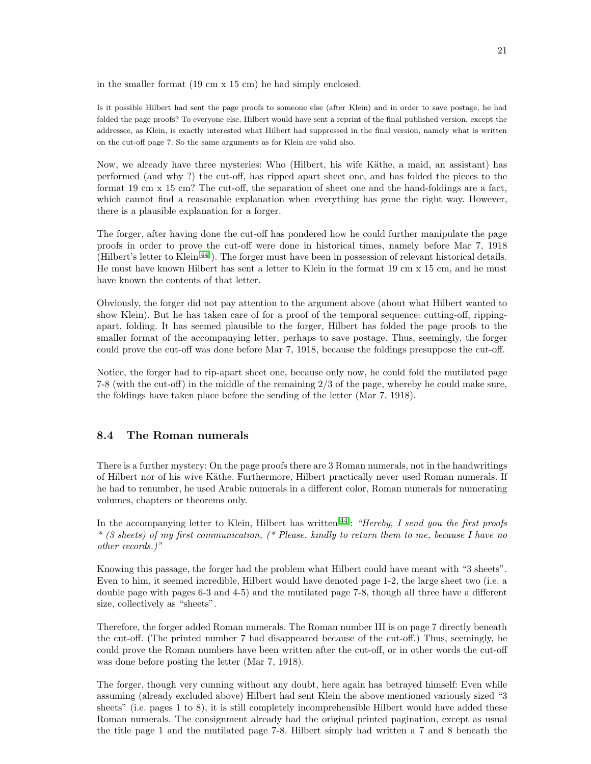in the smaller format (19 cm x 15 cm) he had simply enclosed.

Is it possible Hilbert had sent the page proofs to someone else (after Klein) and in order to save postage, he had folded the page proofs? To everyone else, Hilbert would have sent a reprint of the final published version, except the addressee, as Klein, is exactly interested what Hilbert had suppressed in the final version, namely what is written on the cut-off page 7. So the same arguments as for Klein are valid also.

Now, we already have three mysteries: Who (Hilbert, his wife Käthe, a maid, an assistant) has performed (and why ?) the cut-off, has ripped apart sheet one, and has folded the pieces to the format 19 cm x 15 cm? The cut-off, the separation of sheet one and the hand-foldings are a fact, which cannot find a reasonable explanation when everything has gone the right way. However, there is a plausible explanation for a forger.

The forger, after having done the cut-off has pondered how he could further manipulate the page proofs in order to prove the cut-off were done in historical times, namely before Mar 7, 1918 (Hilbert's letter to Klein[44]). The forger must have been in possession of relevant historical details. He must have known Hilbert has sent a letter to Klein in the format 19 cm x 15 cm, and he must have known the contents of that letter.

Obviously, the forger did not pay attention to the argument above (about what Hilbert wanted to show Klein). But he has taken care of for a proof of the temporal sequence: cutting-off, ripping-apart, folding. It has seemed plausible to the forger, Hilbert has folded the page proofs to the smaller format of the accompanying letter, perhaps to save postage. Thus, seemingly, the forger could prove the cut-off was done before Mar 7, 1918, because the foldings presuppose the cut-off.

Notice, the forger had to rip-apart sheet one, because only now, he could fold the mutilated page 7-8 (with the cut-off) in the middle of the remaining 2/3 of the page, whereby he could make sure, the foldings have taken place before the sending of the letter (Mar 7, 1918).

## 8.4 The Roman numerals

There is a further mystery: On the page proofs there are 3 Roman numerals, not in the handwritings of Hilbert nor of his wive Käthe. Furthermore, Hilbert practically never used Roman numerals. If he had to renumber, he used Arabic numerals in a different color, Roman numerals for numerating volumes, chapters or theorems only.

In the accompanying letter to Klein, Hilbert has written[44]: *"Hereby, I send you the first proofs * (3 sheets) of my first communication, (* Please, kindly to return them to me, because I have no other records.)"*

Knowing this passage, the forger had the problem what Hilbert could have meant with "3 sheets". Even to him, it seemed incredible, Hilbert would have denoted page 1-2, the large sheet two (i.e. a double page with pages 6-3 and 4-5) and the mutilated page 7-8, though all three have a different size, collectively as "sheets".

Therefore, the forger added Roman numerals. The Roman number III is on page 7 directly beneath the cut-off. (The printed number 7 had disappeared because of the cut-off.) Thus, seemingly, he could prove the Roman numbers have been written after the cut-off, or in other words the cut-off was done before posting the letter (Mar 7, 1918).

The forger, though very cunning without any doubt, here again has betrayed himself: Even while assuming (already excluded above) Hilbert had sent Klein the above mentioned variously sized "3 sheets" (i.e. pages 1 to 8), it is still completely incomprehensible Hilbert would have added these Roman numerals. The consignment already had the original printed pagination, except as usual the title page 1 and the mutilated page 7-8. Hilbert simply had written a 7 and 8 beneath the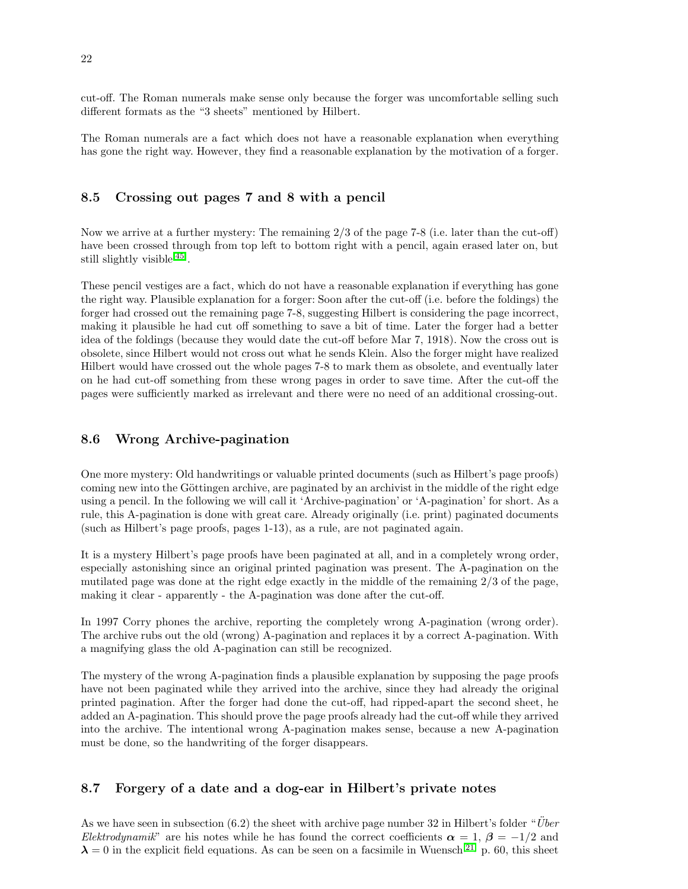cut-off. The Roman numerals make sense only because the forger was uncomfortable selling such different formats as the "3 sheets" mentioned by Hilbert.

The Roman numerals are a fact which does not have a reasonable explanation when everything has gone the right way. However, they find a reasonable explanation by the motivation of a forger.

### 8.5 Crossing out pages 7 and 8 with a pencil

Now we arrive at a further mystery: The remaining 2/3 of the page 7-8 (i.e. later than the cut-off) have been crossed through from top left to bottom right with a pencil, again erased later on, but still slightly visible[45].

These pencil vestiges are a fact, which do not have a reasonable explanation if everything has gone the right way. Plausible explanation for a forger: Soon after the cut-off (i.e. before the foldings) the forger had crossed out the remaining page 7-8, suggesting Hilbert is considering the page incorrect, making it plausible he had cut off something to save a bit of time. Later the forger had a better idea of the foldings (because they would date the cut-off before Mar 7, 1918). Now the cross out is obsolete, since Hilbert would not cross out what he sends Klein. Also the forger might have realized Hilbert would have crossed out the whole pages 7-8 to mark them as obsolete, and eventually later on he had cut-off something from these wrong pages in order to save time. After the cut-off the pages were sufficiently marked as irrelevant and there were no need of an additional crossing-out.

### 8.6 Wrong Archive-pagination

One more mystery: Old handwritings or valuable printed documents (such as Hilbert's page proofs) coming new into the Göttingen archive, are paginated by an archivist in the middle of the right edge using a pencil. In the following we will call it 'Archive-pagination' or 'A-pagination' for short. As a rule, this A-pagination is done with great care. Already originally (i.e. print) paginated documents (such as Hilbert's page proofs, pages 1-13), as a rule, are not paginated again.

It is a mystery Hilbert's page proofs have been paginated at all, and in a completely wrong order, especially astonishing since an original printed pagination was present. The A-pagination on the mutilated page was done at the right edge exactly in the middle of the remaining 2/3 of the page, making it clear - apparently - the A-pagination was done after the cut-off.

In 1997 Corry phones the archive, reporting the completely wrong A-pagination (wrong order). The archive rubs out the old (wrong) A-pagination and replaces it by a correct A-pagination. With a magnifying glass the old A-pagination can still be recognized.

The mystery of the wrong A-pagination finds a plausible explanation by supposing the page proofs have not been paginated while they arrived into the archive, since they had already the original printed pagination. After the forger had done the cut-off, had ripped-apart the second sheet, he added an A-pagination. This should prove the page proofs already had the cut-off while they arrived into the archive. The intentional wrong A-pagination makes sense, because a new A-pagination must be done, so the handwriting of the forger disappears.

### 8.7 Forgery of a date and a dog-ear in Hilbert's private notes

As we have seen in subsection (6.2) the sheet with archive page number 32 in Hilbert's folder "*Über Elektrodynamik*" are his notes while he has found the correct coefficients $\boldsymbol{\alpha} = 1$, $\boldsymbol{\beta} = -1/2$ and $\boldsymbol{\lambda} = 0$ in the explicit field equations. As can be seen on a facsimile in Wuensch[21] p. 60, this sheet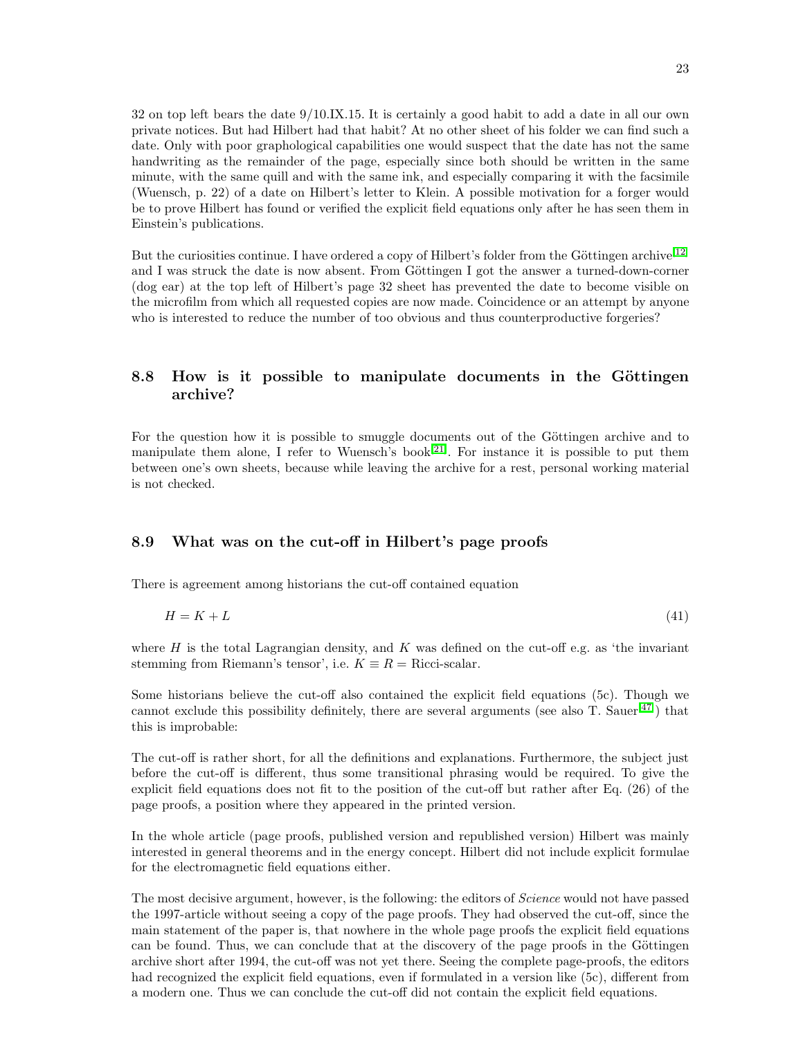32 on top left bears the date 9/10.IX.15. It is certainly a good habit to add a date in all our own private notices. But had Hilbert had that habit? At no other sheet of his folder we can find such a date. Only with poor graphological capabilities one would suspect that the date has not the same handwriting as the remainder of the page, especially since both should be written in the same minute, with the same quill and with the same ink, and especially comparing it with the facsimile (Wuensch, p. 22) of a date on Hilbert's letter to Klein. A possible motivation for a forger would be to prove Hilbert has found or verified the explicit field equations only after he has seen them in Einstein's publications.

But the curiosities continue. I have ordered a copy of Hilbert's folder from the Göttingen archive[12] and I was struck the date is now absent. From Göttingen I got the answer a turned-down-corner (dog ear) at the top left of Hilbert's page 32 sheet has prevented the date to become visible on the microfilm from which all requested copies are now made. Coincidence or an attempt by anyone who is interested to reduce the number of too obvious and thus counterproductive forgeries?

## 8.8 How is it possible to manipulate documents in the Göttingen archive?

For the question how it is possible to smuggle documents out of the Göttingen archive and to manipulate them alone, I refer to Wuensch's book[21]. For instance it is possible to put them between one's own sheets, because while leaving the archive for a rest, personal working material is not checked.

## 8.9 What was on the cut-off in Hilbert's page proofs

There is agreement among historians the cut-off contained equation

$$H = K + L \tag{41}$$

where $H$ is the total Lagrangian density, and $K$ was defined on the cut-off e.g. as 'the invariant stemming from Riemann's tensor', i.e. $K \equiv R =$ Ricci-scalar.

Some historians believe the cut-off also contained the explicit field equations (5c). Though we cannot exclude this possibility definitely, there are several arguments (see also T. Sauer[47]) that this is improbable:

The cut-off is rather short, for all the definitions and explanations. Furthermore, the subject just before the cut-off is different, thus some transitional phrasing would be required. To give the explicit field equations does not fit to the position of the cut-off but rather after Eq. (26) of the page proofs, a position where they appeared in the printed version.

In the whole article (page proofs, published version and republished version) Hilbert was mainly interested in general theorems and in the energy concept. Hilbert did not include explicit formulae for the electromagnetic field equations either.

The most decisive argument, however, is the following: the editors of *Science* would not have passed the 1997-article without seeing a copy of the page proofs. They had observed the cut-off, since the main statement of the paper is, that nowhere in the whole page proofs the explicit field equations can be found. Thus, we can conclude that at the discovery of the page proofs in the Göttingen archive short after 1994, the cut-off was not yet there. Seeing the complete page-proofs, the editors had recognized the explicit field equations, even if formulated in a version like (5c), different from a modern one. Thus we can conclude the cut-off did not contain the explicit field equations.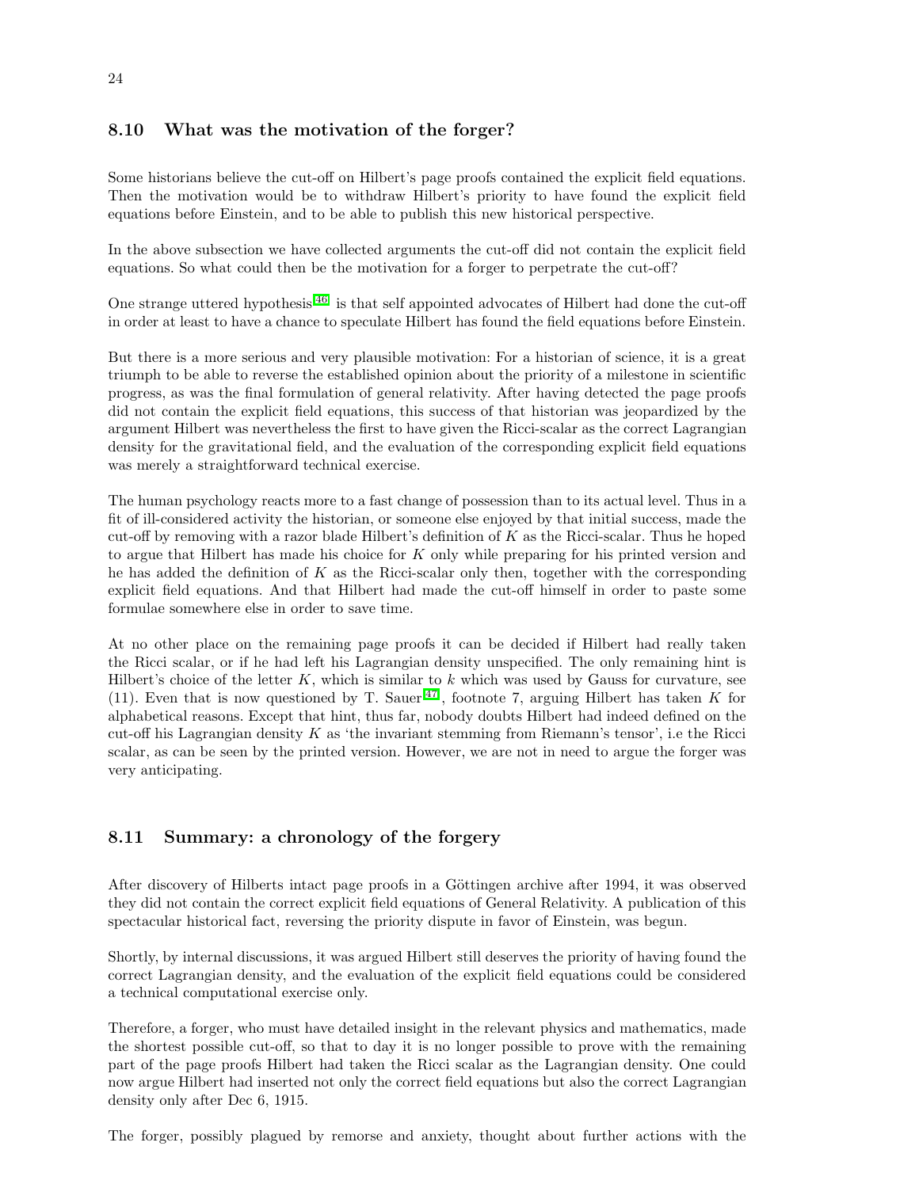### 8.10 What was the motivation of the forger?

Some historians believe the cut-off on Hilbert's page proofs contained the explicit field equations. Then the motivation would be to withdraw Hilbert's priority to have found the explicit field equations before Einstein, and to be able to publish this new historical perspective.

In the above subsection we have collected arguments the cut-off did not contain the explicit field equations. So what could then be the motivation for a forger to perpetrate the cut-off?

One strange uttered hypothesis[46] is that self appointed advocates of Hilbert had done the cut-off in order at least to have a chance to speculate Hilbert has found the field equations before Einstein.

But there is a more serious and very plausible motivation: For a historian of science, it is a great triumph to be able to reverse the established opinion about the priority of a milestone in scientific progress, as was the final formulation of general relativity. After having detected the page proofs did not contain the explicit field equations, this success of that historian was jeopardized by the argument Hilbert was nevertheless the first to have given the Ricci-scalar as the correct Lagrangian density for the gravitational field, and the evaluation of the corresponding explicit field equations was merely a straightforward technical exercise.

The human psychology reacts more to a fast change of possession than to its actual level. Thus in a fit of ill-considered activity the historian, or someone else enjoyed by that initial success, made the cut-off by removing with a razor blade Hilbert's definition of $K$ as the Ricci-scalar. Thus he hoped to argue that Hilbert has made his choice for $K$ only while preparing for his printed version and he has added the definition of $K$ as the Ricci-scalar only then, together with the corresponding explicit field equations. And that Hilbert had made the cut-off himself in order to paste some formulae somewhere else in order to save time.

At no other place on the remaining page proofs it can be decided if Hilbert had really taken the Ricci scalar, or if he had left his Lagrangian density unspecified. The only remaining hint is Hilbert's choice of the letter $K$, which is similar to $k$ which was used by Gauss for curvature, see (11). Even that is now questioned by T. Sauer[47], footnote 7, arguing Hilbert has taken $K$ for alphabetical reasons. Except that hint, thus far, nobody doubts Hilbert had indeed defined on the cut-off his Lagrangian density $K$ as 'the invariant stemming from Riemann's tensor', i.e the Ricci scalar, as can be seen by the printed version. However, we are not in need to argue the forger was very anticipating.

### 8.11 Summary: a chronology of the forgery

After discovery of Hilberts intact page proofs in a Göttingen archive after 1994, it was observed they did not contain the correct explicit field equations of General Relativity. A publication of this spectacular historical fact, reversing the priority dispute in favor of Einstein, was begun.

Shortly, by internal discussions, it was argued Hilbert still deserves the priority of having found the correct Lagrangian density, and the evaluation of the explicit field equations could be considered a technical computational exercise only.

Therefore, a forger, who must have detailed insight in the relevant physics and mathematics, made the shortest possible cut-off, so that to day it is no longer possible to prove with the remaining part of the page proofs Hilbert had taken the Ricci scalar as the Lagrangian density. One could now argue Hilbert had inserted not only the correct field equations but also the correct Lagrangian density only after Dec 6, 1915.

The forger, possibly plagued by remorse and anxiety, thought about further actions with the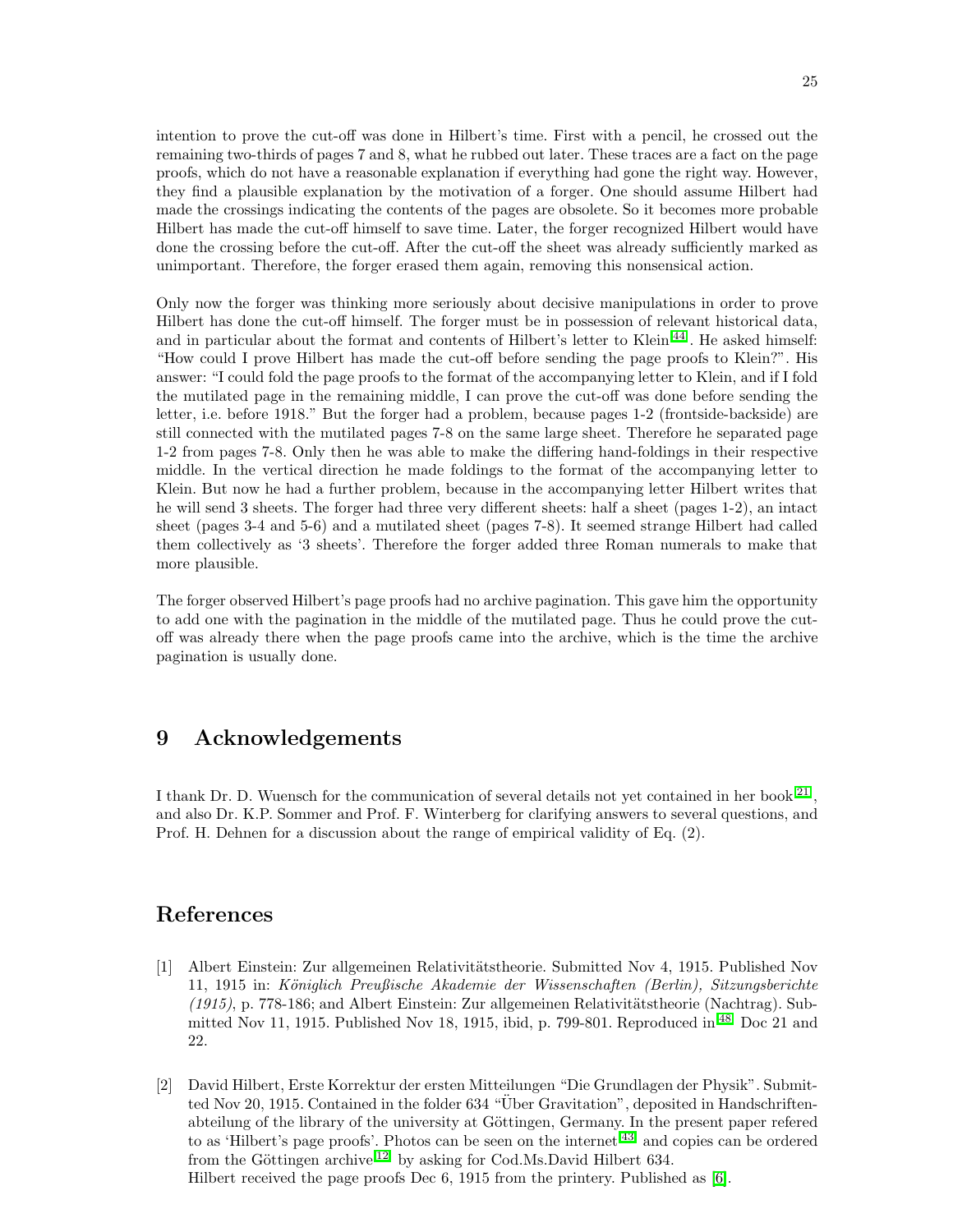intention to prove the cut-off was done in Hilbert's time. First with a pencil, he crossed out the remaining two-thirds of pages 7 and 8, what he rubbed out later. These traces are a fact on the page proofs, which do not have a reasonable explanation if everything had gone the right way. However, they find a plausible explanation by the motivation of a forger. One should assume Hilbert had made the crossings indicating the contents of the pages are obsolete. So it becomes more probable Hilbert has made the cut-off himself to save time. Later, the forger recognized Hilbert would have done the crossing before the cut-off. After the cut-off the sheet was already sufficiently marked as unimportant. Therefore, the forger erased them again, removing this nonsensical action.

Only now the forger was thinking more seriously about decisive manipulations in order to prove Hilbert has done the cut-off himself. The forger must be in possession of relevant historical data, and in particular about the format and contents of Hilbert's letter to Klein[44]. He asked himself: "How could I prove Hilbert has made the cut-off before sending the page proofs to Klein?". His answer: "I could fold the page proofs to the format of the accompanying letter to Klein, and if I fold the mutilated page in the remaining middle, I can prove the cut-off was done before sending the letter, i.e. before 1918." But the forger had a problem, because pages 1-2 (frontside-backside) are still connected with the mutilated pages 7-8 on the same large sheet. Therefore he separated page 1-2 from pages 7-8. Only then he was able to make the differing hand-foldings in their respective middle. In the vertical direction he made foldings to the format of the accompanying letter to Klein. But now he had a further problem, because in the accompanying letter Hilbert writes that he will send 3 sheets. The forger had three very different sheets: half a sheet (pages 1-2), an intact sheet (pages 3-4 and 5-6) and a mutilated sheet (pages 7-8). It seemed strange Hilbert had called them collectively as '3 sheets'. Therefore the forger added three Roman numerals to make that more plausible.

The forger observed Hilbert's page proofs had no archive pagination. This gave him the opportunity to add one with the pagination in the middle of the mutilated page. Thus he could prove the cut-off was already there when the page proofs came into the archive, which is the time the archive pagination is usually done.

## 9 Acknowledgements

I thank Dr. D. Wuensch for the communication of several details not yet contained in her book[21], and also Dr. K.P. Sommer and Prof. F. Winterberg for clarifying answers to several questions, and Prof. H. Dehnen for a discussion about the range of empirical validity of Eq. (2).

## References

[1] Albert Einstein: Zur allgemeinen Relativitätstheorie. Submitted Nov 4, 1915. Published Nov 11, 1915 in: *Königlich Preußische Akademie der Wissenschaften (Berlin), Sitzungsberichte (1915)*, p. 778-186; and Albert Einstein: Zur allgemeinen Relativitätstheorie (Nachtrag). Submitted Nov 11, 1915. Published Nov 18, 1915, ibid, p. 799-801. Reproduced in[48] Doc 21 and 22.

[2] David Hilbert, Erste Korrektur der ersten Mitteilungen "Die Grundlagen der Physik". Submitted Nov 20, 1915. Contained in the folder 634 "Über Gravitation", deposited in Handschriftenabteilung of the library of the university at Göttingen, Germany. In the present paper refered to as 'Hilbert's page proofs'. Photos can be seen on the internet[43] and copies can be ordered from the Göttingen archive[12] by asking for Cod.Ms.David Hilbert 634.
Hilbert received the page proofs Dec 6, 1915 from the printery. Published as [6].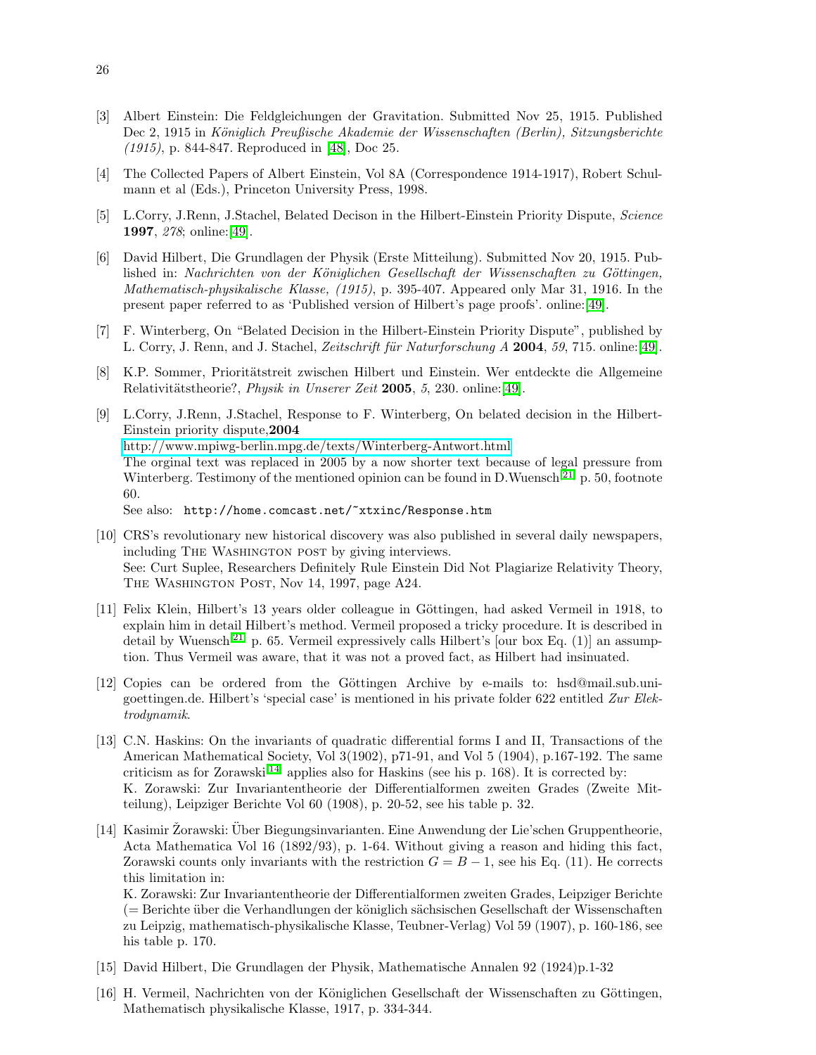[3] Albert Einstein: Die Feldgleichungen der Gravitation. Submitted Nov 25, 1915. Published Dec 2, 1915 in *Königlich Preußische Akademie der Wissenschaften (Berlin), Sitzungsberichte (1915)*, p. 844-847. Reproduced in [48], Doc 25.

[4] The Collected Papers of Albert Einstein, Vol 8A (Correspondence 1914-1917), Robert Schulmann et al (Eds.), Princeton University Press, 1998.

[5] L.Corry, J.Renn, J.Stachel, Belated Decison in the Hilbert-Einstein Priority Dispute, *Science* **1997**, *278*; online:[49].

[6] David Hilbert, Die Grundlagen der Physik (Erste Mitteilung). Submitted Nov 20, 1915. Published in: *Nachrichten von der Königlichen Gesellschaft der Wissenschaften zu Göttingen, Mathematisch-physikalische Klasse, (1915)*, p. 395-407. Appeared only Mar 31, 1916. In the present paper referred to as 'Published version of Hilbert's page proofs'. online:[49].

[7] F. Winterberg, On "Belated Decision in the Hilbert-Einstein Priority Dispute", published by L. Corry, J. Renn, and J. Stachel, *Zeitschrift für Naturforschung A* **2004**, *59*, 715. online:[49].

[8] K.P. Sommer, Prioritätstreit zwischen Hilbert und Einstein. Wer entdeckte die Allgemeine Relativitätstheorie?, *Physik in Unserer Zeit* **2005**, *5*, 230. online:[49].

[9] L.Corry, J.Renn, J.Stachel, Response to F. Winterberg, On belated decision in the Hilbert-Einstein priority dispute,**2004**
http://www.mpiwg-berlin.mpg.de/texts/Winterberg-Antwort.html
The orginal text was replaced in 2005 by a now shorter text because of legal pressure from Winterberg. Testimony of the mentioned opinion can be found in D.Wuensch[21] p. 50, footnote 60.
See also: `http://home.comcast.net/~xtxinc/Response.htm`

[10] CRS's revolutionary new historical discovery was also published in several daily newspapers, including THE WASHINGTON POST by giving interviews.
See: Curt Suplee, Researchers Definitely Rule Einstein Did Not Plagiarize Relativity Theory, THE WASHINGTON POST, Nov 14, 1997, page A24.

[11] Felix Klein, Hilbert's 13 years older colleague in Göttingen, had asked Vermeil in 1918, to explain him in detail Hilbert's method. Vermeil proposed a tricky procedure. It is described in detail by Wuensch[21] p. 65. Vermeil expressively calls Hilbert's [our box Eq. (1)] an assumption. Thus Vermeil was aware, that it was not a proved fact, as Hilbert had insinuated.

[12] Copies can be ordered from the Göttingen Archive by e-mails to: hsd@mail.sub.uni-goettingen.de. Hilbert's 'special case' is mentioned in his private folder 622 entitled *Zur Elektrodynamik*.

[13] C.N. Haskins: On the invariants of quadratic differential forms I and II, Transactions of the American Mathematical Society, Vol 3(1902), p71-91, and Vol 5 (1904), p.167-192. The same criticism as for Zorawski[14] applies also for Haskins (see his p. 168). It is corrected by:
K. Zorawski: Zur Invariantentheorie der Differentialformen zweiten Grades (Zweite Mitteilung), Leipziger Berichte Vol 60 (1908), p. 20-52, see his table p. 32.

[14] Kasimir Žorawski: Über Biegungsinvarianten. Eine Anwendung der Lie'schen Gruppentheorie, Acta Mathematica Vol 16 (1892/93), p. 1-64. Without giving a reason and hiding this fact, Zorawski counts only invariants with the restriction $G = B - 1$, see his Eq. (11). He corrects this limitation in:
K. Zorawski: Zur Invariantentheorie der Differentialformen zweiten Grades, Leipziger Berichte (= Berichte über die Verhandlungen der königlich sächsischen Gesellschaft der Wissenschaften zu Leipzig, mathematisch-physikalische Klasse, Teubner-Verlag) Vol 59 (1907), p. 160-186, see his table p. 170.

[15] David Hilbert, Die Grundlagen der Physik, Mathematische Annalen 92 (1924)p.1-32

[16] H. Vermeil, Nachrichten von der Königlichen Gesellschaft der Wissenschaften zu Göttingen, Mathematisch physikalische Klasse, 1917, p. 334-344.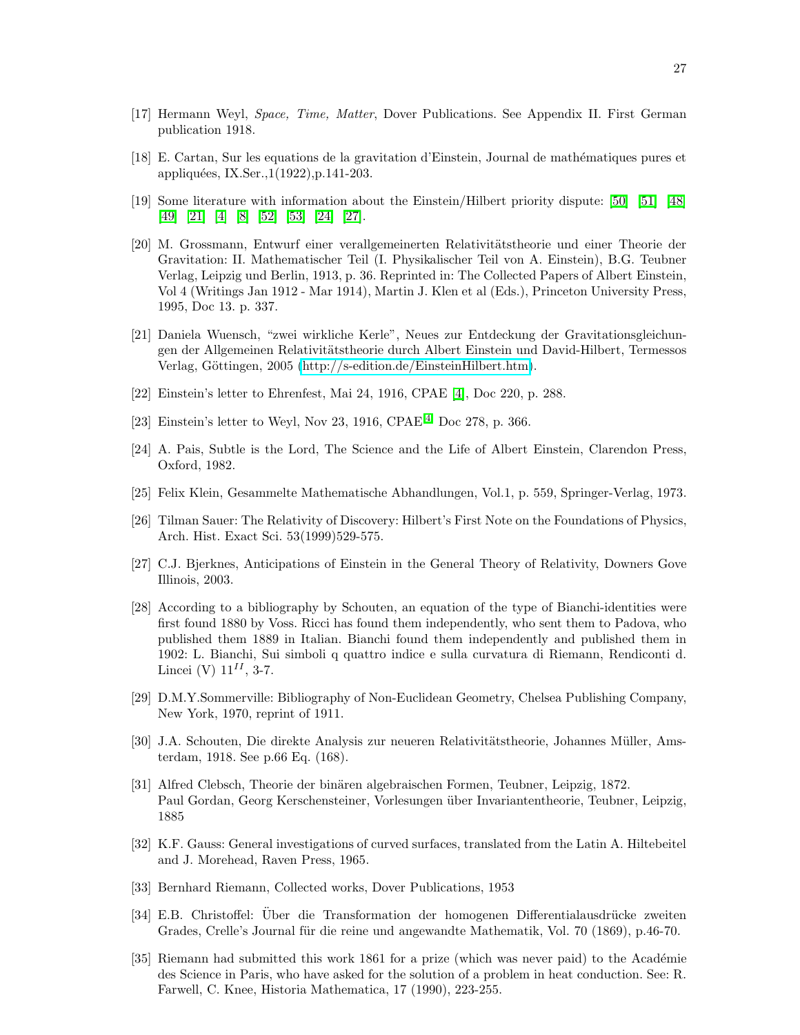[17] Hermann Weyl, *Space, Time, Matter*, Dover Publications. See Appendix II. First German publication 1918.

[18] E. Cartan, Sur les equations de la gravitation d'Einstein, Journal de mathématiques pures et appliquées, IX.Ser.,1(1922),p.141-203.

[19] Some literature with information about the Einstein/Hilbert priority dispute: [50] [51] [48] [49] [21] [4] [8] [52] [53] [24] [27].

[20] M. Grossmann, Entwurf einer verallgemeinerten Relativitätstheorie und einer Theorie der Gravitation: II. Mathematischer Teil (I. Physikalischer Teil von A. Einstein), B.G. Teubner Verlag, Leipzig und Berlin, 1913, p. 36. Reprinted in: The Collected Papers of Albert Einstein, Vol 4 (Writings Jan 1912 - Mar 1914), Martin J. Klen et al (Eds.), Princeton University Press, 1995, Doc 13. p. 337.

[21] Daniela Wuensch, "zwei wirkliche Kerle", Neues zur Entdeckung der Gravitationsgleichungen der Allgemeinen Relativitätstheorie durch Albert Einstein und David-Hilbert, Termessos Verlag, Göttingen, 2005 (http://s-edition.de/EinsteinHilbert.htm).

[22] Einstein's letter to Ehrenfest, Mai 24, 1916, CPAE [4], Doc 220, p. 288.

[23] Einstein's letter to Weyl, Nov 23, 1916, CPAE[4] Doc 278, p. 366.

[24] A. Pais, Subtle is the Lord, The Science and the Life of Albert Einstein, Clarendon Press, Oxford, 1982.

[25] Felix Klein, Gesammelte Mathematische Abhandlungen, Vol.1, p. 559, Springer-Verlag, 1973.

[26] Tilman Sauer: The Relativity of Discovery: Hilbert's First Note on the Foundations of Physics, Arch. Hist. Exact Sci. 53(1999)529-575.

[27] C.J. Bjerknes, Anticipations of Einstein in the General Theory of Relativity, Downers Gove Illinois, 2003.

[28] According to a bibliography by Schouten, an equation of the type of Bianchi-identities were first found 1880 by Voss. Ricci has found them independently, who sent them to Padova, who published them 1889 in Italian. Bianchi found them independently and published them in 1902: L. Bianchi, Sui simboli q quattro indice e sulla curvatura di Riemann, Rendiconti d. Lincei (V) $11^{II}$, 3-7.

[29] D.M.Y.Sommerville: Bibliography of Non-Euclidean Geometry, Chelsea Publishing Company, New York, 1970, reprint of 1911.

[30] J.A. Schouten, Die direkte Analysis zur neueren Relativitätstheorie, Johannes Müller, Amsterdam, 1918. See p.66 Eq. (168).

[31] Alfred Clebsch, Theorie der binären algebraischen Formen, Teubner, Leipzig, 1872.
Paul Gordan, Georg Kerschensteiner, Vorlesungen über Invariantentheorie, Teubner, Leipzig, 1885

[32] K.F. Gauss: General investigations of curved surfaces, translated from the Latin A. Hiltebeitel and J. Morehead, Raven Press, 1965.

[33] Bernhard Riemann, Collected works, Dover Publications, 1953

[34] E.B. Christoffel: Über die Transformation der homogenen Differentialausdrücke zweiten Grades, Crelle's Journal für die reine und angewandte Mathematik, Vol. 70 (1869), p.46-70.

[35] Riemann had submitted this work 1861 for a prize (which was never paid) to the Académie des Science in Paris, who have asked for the solution of a problem in heat conduction. See: R. Farwell, C. Knee, Historia Mathematica, 17 (1990), 223-255.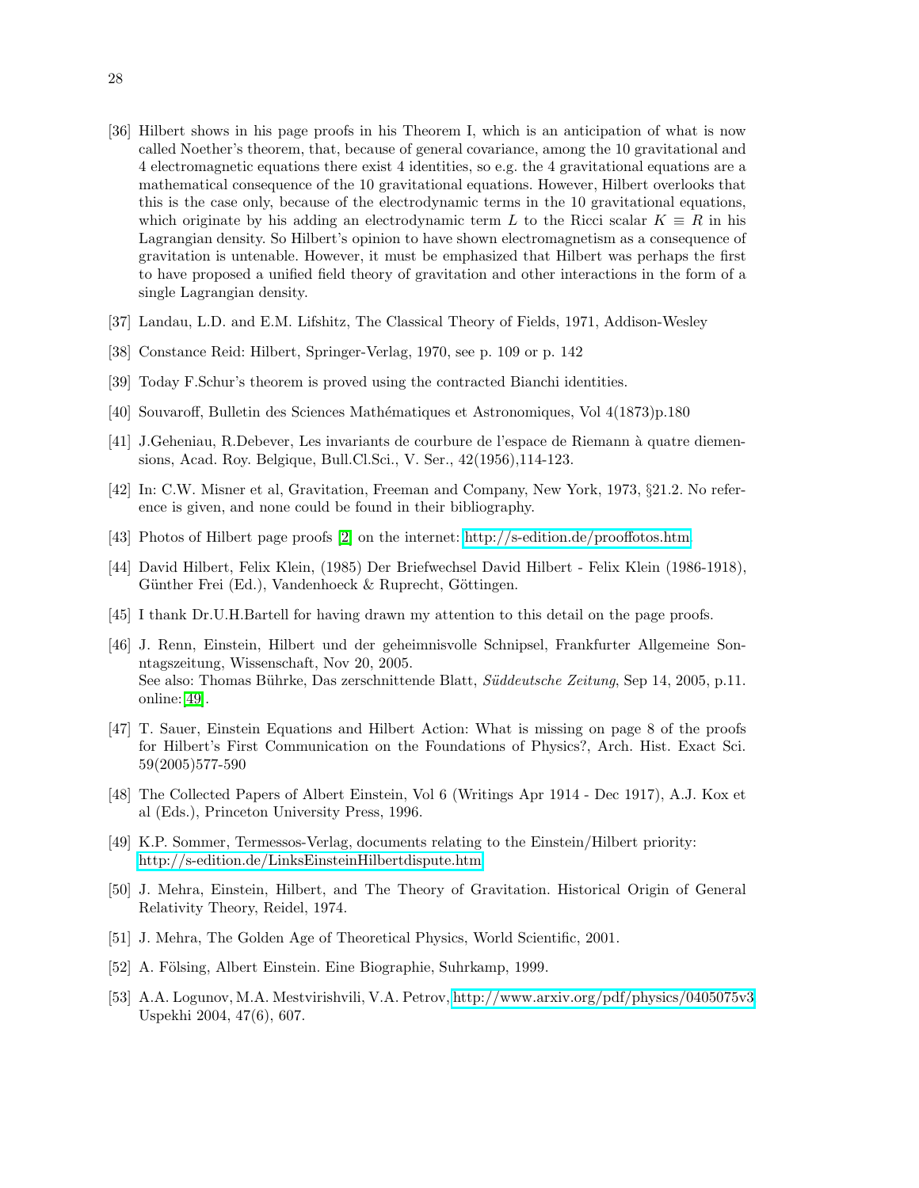[36] Hilbert shows in his page proofs in his Theorem I, which is an anticipation of what is now called Noether's theorem, that, because of general covariance, among the 10 gravitational and 4 electromagnetic equations there exist 4 identities, so e.g. the 4 gravitational equations are a mathematical consequence of the 10 gravitational equations. However, Hilbert overlooks that this is the case only, because of the electrodynamic terms in the 10 gravitational equations, which originate by his adding an electrodynamic term $L$ to the Ricci scalar $K \equiv R$ in his Lagrangian density. So Hilbert's opinion to have shown electromagnetism as a consequence of gravitation is untenable. However, it must be emphasized that Hilbert was perhaps the first to have proposed a unified field theory of gravitation and other interactions in the form of a single Lagrangian density.

[37] Landau, L.D. and E.M. Lifshitz, The Classical Theory of Fields, 1971, Addison-Wesley

[38] Constance Reid: Hilbert, Springer-Verlag, 1970, see p. 109 or p. 142

[39] Today F.Schur's theorem is proved using the contracted Bianchi identities.

[40] Souvaroff, Bulletin des Sciences Mathématiques et Astronomiques, Vol 4(1873)p.180

[41] J.Geheniau, R.Debever, Les invariants de courbure de l'espace de Riemann à quatre diemensions, Acad. Roy. Belgique, Bull.Cl.Sci., V. Ser., 42(1956),114-123.

[42] In: C.W. Misner et al, Gravitation, Freeman and Company, New York, 1973, §21.2. No reference is given, and none could be found in their bibliography.

[43] Photos of Hilbert page proofs [2] on the internet: http://s-edition.de/prooffotos.htm

[44] David Hilbert, Felix Klein, (1985) Der Briefwechsel David Hilbert - Felix Klein (1986-1918), Günther Frei (Ed.), Vandenhoeck & Ruprecht, Göttingen.

[45] I thank Dr.U.H.Bartell for having drawn my attention to this detail on the page proofs.

[46] J. Renn, Einstein, Hilbert und der geheimnisvolle Schnipsel, Frankfurter Allgemeine Sonntagszeitung, Wissenschaft, Nov 20, 2005.
See also: Thomas Bührke, Das zerschnittende Blatt, *Süddeutsche Zeitung*, Sep 14, 2005, p.11. online:[49].

[47] T. Sauer, Einstein Equations and Hilbert Action: What is missing on page 8 of the proofs for Hilbert's First Communication on the Foundations of Physics?, Arch. Hist. Exact Sci. 59(2005)577-590

[48] The Collected Papers of Albert Einstein, Vol 6 (Writings Apr 1914 - Dec 1917), A.J. Kox et al (Eds.), Princeton University Press, 1996.

[49] K.P. Sommer, Termessos-Verlag, documents relating to the Einstein/Hilbert priority: http://s-edition.de/LinksEinsteinHilbertdispute.htm

[50] J. Mehra, Einstein, Hilbert, and The Theory of Gravitation. Historical Origin of General Relativity Theory, Reidel, 1974.

[51] J. Mehra, The Golden Age of Theoretical Physics, World Scientific, 2001.

[52] A. Fölsing, Albert Einstein. Eine Biographie, Suhrkamp, 1999.

[53] A.A. Logunov, M.A. Mestvirishvili, V.A. Petrov, http://www.arxiv.org/pdf/physics/0405075v3 Uspekhi 2004, 47(6), 607.